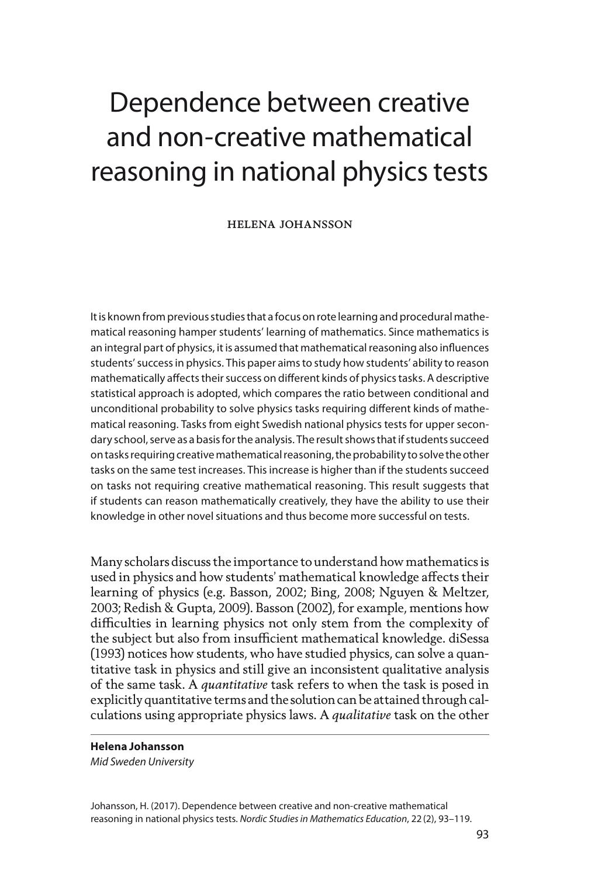# Dependence between creative and non-creative mathematical reasoning in national physics tests

HELENA JOHANSSON

It is known from previous studies that a focus on rote learning and procedural mathematical reasoning hamper students' learning of mathematics. Since mathematics is an integral part of physics, it is assumed that mathematical reasoning also influences students' success in physics. This paper aims to study how students' ability to reason mathematically affects their success on different kinds of physics tasks. A descriptive statistical approach is adopted, which compares the ratio between conditional and unconditional probability to solve physics tasks requiring different kinds of mathematical reasoning. Tasks from eight Swedish national physics tests for upper secondary school, serve as a basis for the analysis. The result shows that if students succeed on tasks requiring creative mathematical reasoning, the probability to solve the other tasks on the same test increases. This increase is higher than if the students succeed on tasks not requiring creative mathematical reasoning. This result suggests that if students can reason mathematically creatively, they have the ability to use their knowledge in other novel situations and thus become more successful on tests.

Many scholars discuss the importance to understand how mathematics is used in physics and how students' mathematical knowledge affects their learning of physics (e.g. Basson, 2002; Bing, 2008; Nguyen & Meltzer, 2003; Redish & Gupta, 2009). Basson (2002), for example, mentions how difficulties in learning physics not only stem from the complexity of the subject but also from insufficient mathematical knowledge. diSessa (1993) notices how students, who have studied physics, can solve a quantitative task in physics and still give an inconsistent qualitative analysis of the same task. A *quantitative* task refers to when the task is posed in explicitly quantitative terms and the solution can be attained through calculations using appropriate physics laws. A *qualitative* task on the other

---

**Helena Johansson**
*Mid Sweden University*

Johansson, H. (2017). Dependence between creative and non-creative mathematical reasoning in national physics tests. *Nordic Studies in Mathematics Education*, 22 (2), 93–119.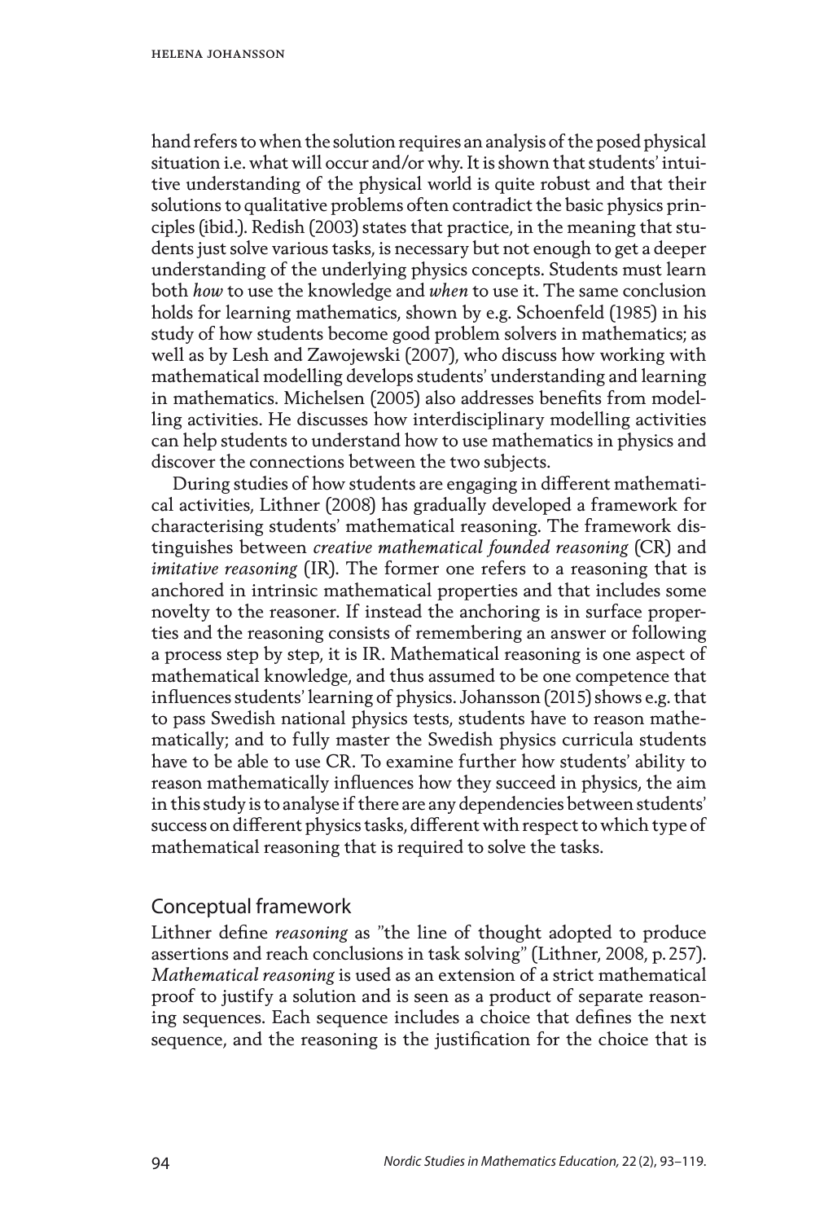hand refers to when the solution requires an analysis of the posed physical situation i.e. what will occur and/or why. It is shown that students' intuitive understanding of the physical world is quite robust and that their solutions to qualitative problems often contradict the basic physics principles (ibid.). Redish (2003) states that practice, in the meaning that students just solve various tasks, is necessary but not enough to get a deeper understanding of the underlying physics concepts. Students must learn both *how* to use the knowledge and *when* to use it. The same conclusion holds for learning mathematics, shown by e.g. Schoenfeld (1985) in his study of how students become good problem solvers in mathematics; as well as by Lesh and Zawojewski (2007), who discuss how working with mathematical modelling develops students' understanding and learning in mathematics. Michelsen (2005) also addresses benefits from modelling activities. He discusses how interdisciplinary modelling activities can help students to understand how to use mathematics in physics and discover the connections between the two subjects.

During studies of how students are engaging in different mathematical activities, Lithner (2008) has gradually developed a framework for characterising students' mathematical reasoning. The framework distinguishes between *creative mathematical founded reasoning* (CR) and *imitative reasoning* (IR). The former one refers to a reasoning that is anchored in intrinsic mathematical properties and that includes some novelty to the reasoner. If instead the anchoring is in surface properties and the reasoning consists of remembering an answer or following a process step by step, it is IR. Mathematical reasoning is one aspect of mathematical knowledge, and thus assumed to be one competence that influences students' learning of physics. Johansson (2015) shows e.g. that to pass Swedish national physics tests, students have to reason mathematically; and to fully master the Swedish physics curricula students have to be able to use CR. To examine further how students' ability to reason mathematically influences how they succeed in physics, the aim in this study is to analyse if there are any dependencies between students' success on different physics tasks, different with respect to which type of mathematical reasoning that is required to solve the tasks.

## Conceptual framework

Lithner define *reasoning* as "the line of thought adopted to produce assertions and reach conclusions in task solving" (Lithner, 2008, p. 257). *Mathematical reasoning* is used as an extension of a strict mathematical proof to justify a solution and is seen as a product of separate reasoning sequences. Each sequence includes a choice that defines the next sequence, and the reasoning is the justification for the choice that is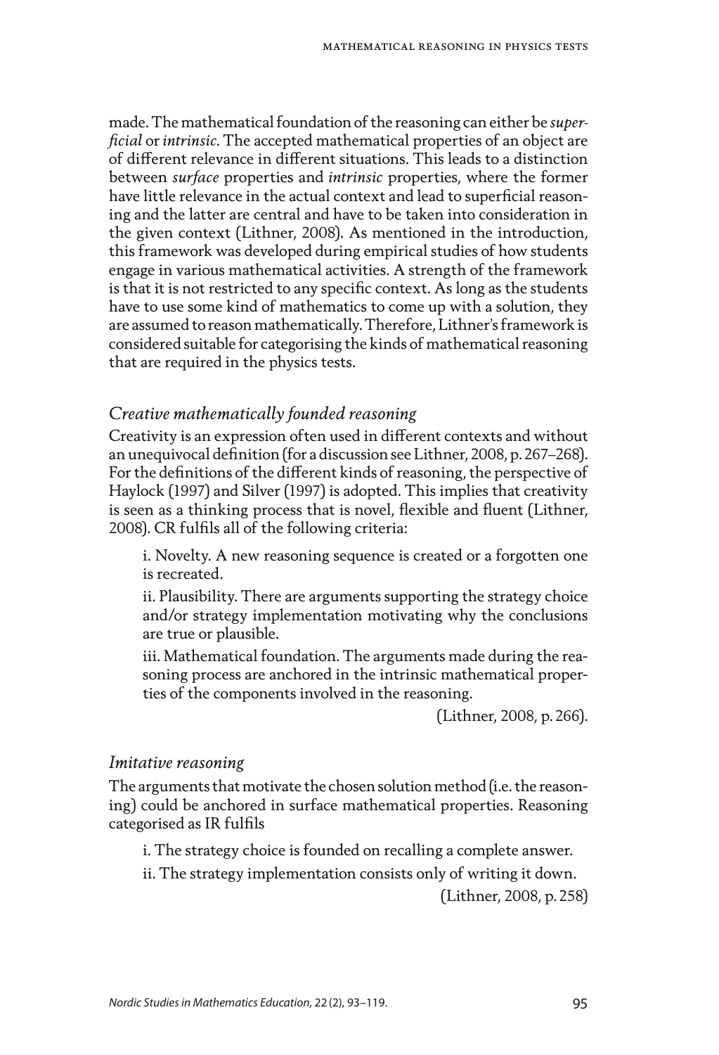made. The mathematical foundation of the reasoning can either be *superficial* or *intrinsic*. The accepted mathematical properties of an object are of different relevance in different situations. This leads to a distinction between *surface* properties and *intrinsic* properties, where the former have little relevance in the actual context and lead to superficial reasoning and the latter are central and have to be taken into consideration in the given context (Lithner, 2008). As mentioned in the introduction, this framework was developed during empirical studies of how students engage in various mathematical activities. A strength of the framework is that it is not restricted to any specific context. As long as the students have to use some kind of mathematics to come up with a solution, they are assumed to reason mathematically. Therefore, Lithner's framework is considered suitable for categorising the kinds of mathematical reasoning that are required in the physics tests.

### *Creative mathematically founded reasoning*

Creativity is an expression often used in different contexts and without an unequivocal definition (for a discussion see Lithner, 2008, p. 267–268). For the definitions of the different kinds of reasoning, the perspective of Haylock (1997) and Silver (1997) is adopted. This implies that creativity is seen as a thinking process that is novel, flexible and fluent (Lithner, 2008). CR fulfils all of the following criteria:

> i. Novelty. A new reasoning sequence is created or a forgotten one is recreated.
>
> ii. Plausibility. There are arguments supporting the strategy choice and/or strategy implementation motivating why the conclusions are true or plausible.
>
> iii. Mathematical foundation. The arguments made during the reasoning process are anchored in the intrinsic mathematical properties of the components involved in the reasoning.
>
> (Lithner, 2008, p. 266).

### *Imitative reasoning*

The arguments that motivate the chosen solution method (i.e. the reasoning) could be anchored in surface mathematical properties. Reasoning categorised as IR fulfils

> i. The strategy choice is founded on recalling a complete answer.
>
> ii. The strategy implementation consists only of writing it down.
>
> (Lithner, 2008, p. 258)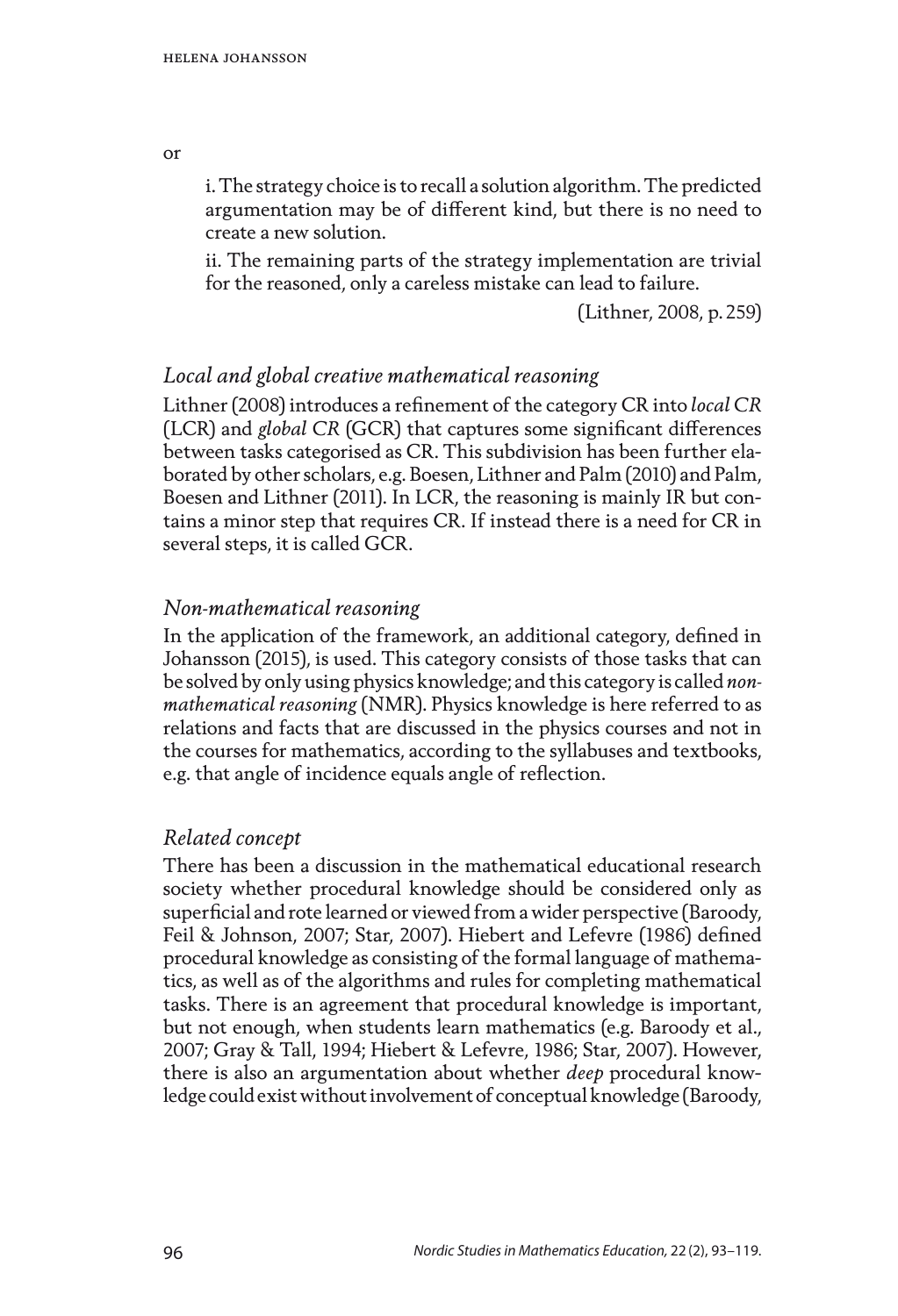or

> i. The strategy choice is to recall a solution algorithm. The predicted argumentation may be of different kind, but there is no need to create a new solution.
>
> ii. The remaining parts of the strategy implementation are trivial for the reasoned, only a careless mistake can lead to failure.
>
> (Lithner, 2008, p. 259)

### *Local and global creative mathematical reasoning*

Lithner (2008) introduces a refinement of the category CR into *local CR* (LCR) and *global CR* (GCR) that captures some significant differences between tasks categorised as CR. This subdivision has been further elaborated by other scholars, e.g. Boesen, Lithner and Palm (2010) and Palm, Boesen and Lithner (2011). In LCR, the reasoning is mainly IR but contains a minor step that requires CR. If instead there is a need for CR in several steps, it is called GCR.

### *Non-mathematical reasoning*

In the application of the framework, an additional category, defined in Johansson (2015), is used. This category consists of those tasks that can be solved by only using physics knowledge; and this category is called *non-mathematical reasoning* (NMR). Physics knowledge is here referred to as relations and facts that are discussed in the physics courses and not in the courses for mathematics, according to the syllabuses and textbooks, e.g. that angle of incidence equals angle of reflection.

### *Related concept*

There has been a discussion in the mathematical educational research society whether procedural knowledge should be considered only as superficial and rote learned or viewed from a wider perspective (Baroody, Feil & Johnson, 2007; Star, 2007). Hiebert and Lefevre (1986) defined procedural knowledge as consisting of the formal language of mathematics, as well as of the algorithms and rules for completing mathematical tasks. There is an agreement that procedural knowledge is important, but not enough, when students learn mathematics (e.g. Baroody et al., 2007; Gray & Tall, 1994; Hiebert & Lefevre, 1986; Star, 2007). However, there is also an argumentation about whether *deep* procedural knowledge could exist without involvement of conceptual knowledge (Baroody,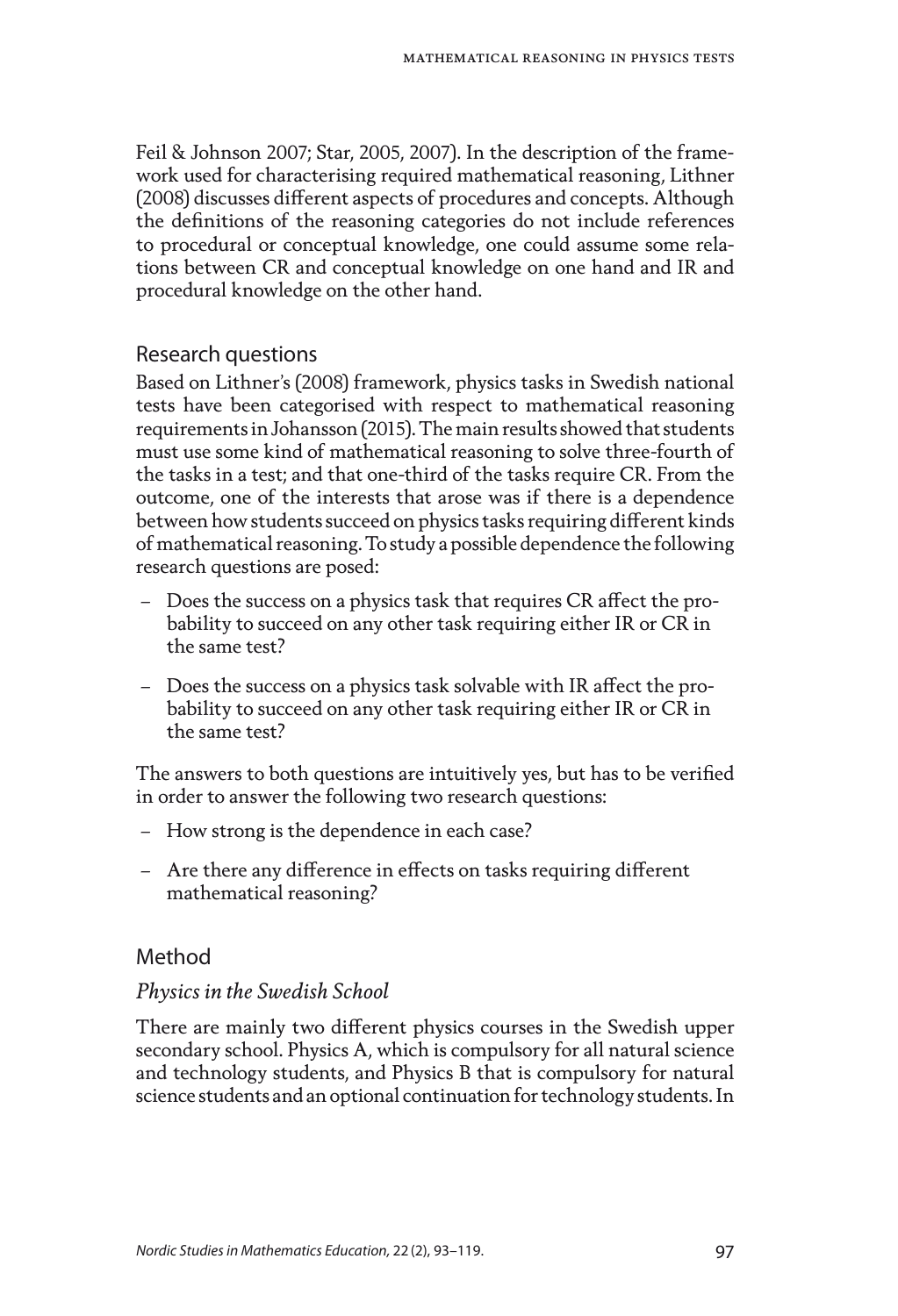Feil & Johnson 2007; Star, 2005, 2007). In the description of the framework used for characterising required mathematical reasoning, Lithner (2008) discusses different aspects of procedures and concepts. Although the definitions of the reasoning categories do not include references to procedural or conceptual knowledge, one could assume some relations between CR and conceptual knowledge on one hand and IR and procedural knowledge on the other hand.

## Research questions

Based on Lithner's (2008) framework, physics tasks in Swedish national tests have been categorised with respect to mathematical reasoning requirements in Johansson (2015). The main results showed that students must use some kind of mathematical reasoning to solve three-fourth of the tasks in a test; and that one-third of the tasks require CR. From the outcome, one of the interests that arose was if there is a dependence between how students succeed on physics tasks requiring different kinds of mathematical reasoning. To study a possible dependence the following research questions are posed:

- Does the success on a physics task that requires CR affect the probability to succeed on any other task requiring either IR or CR in the same test?
- Does the success on a physics task solvable with IR affect the probability to succeed on any other task requiring either IR or CR in the same test?

The answers to both questions are intuitively yes, but has to be verified in order to answer the following two research questions:

- How strong is the dependence in each case?
- Are there any difference in effects on tasks requiring different mathematical reasoning?

## Method

### *Physics in the Swedish School*

There are mainly two different physics courses in the Swedish upper secondary school. Physics A, which is compulsory for all natural science and technology students, and Physics B that is compulsory for natural science students and an optional continuation for technology students. In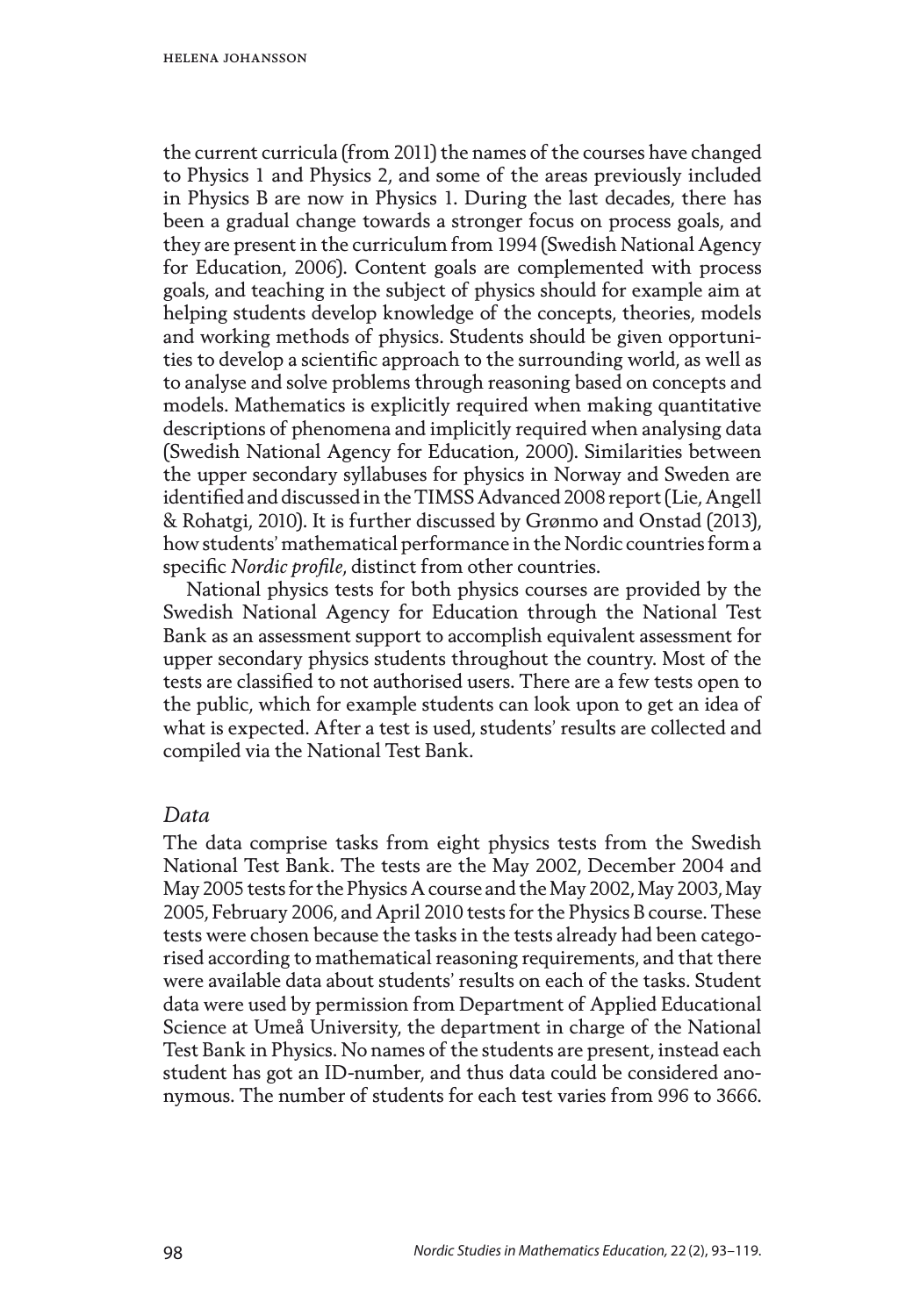the current curricula (from 2011) the names of the courses have changed to Physics 1 and Physics 2, and some of the areas previously included in Physics B are now in Physics 1. During the last decades, there has been a gradual change towards a stronger focus on process goals, and they are present in the curriculum from 1994 (Swedish National Agency for Education, 2006). Content goals are complemented with process goals, and teaching in the subject of physics should for example aim at helping students develop knowledge of the concepts, theories, models and working methods of physics. Students should be given opportunities to develop a scientific approach to the surrounding world, as well as to analyse and solve problems through reasoning based on concepts and models. Mathematics is explicitly required when making quantitative descriptions of phenomena and implicitly required when analysing data (Swedish National Agency for Education, 2000). Similarities between the upper secondary syllabuses for physics in Norway and Sweden are identified and discussed in the TIMSS Advanced 2008 report (Lie, Angell & Rohatgi, 2010). It is further discussed by Grønmo and Onstad (2013), how students' mathematical performance in the Nordic countries form a specific *Nordic profile*, distinct from other countries.

National physics tests for both physics courses are provided by the Swedish National Agency for Education through the National Test Bank as an assessment support to accomplish equivalent assessment for upper secondary physics students throughout the country. Most of the tests are classified to not authorised users. There are a few tests open to the public, which for example students can look upon to get an idea of what is expected. After a test is used, students' results are collected and compiled via the National Test Bank.

### *Data*

The data comprise tasks from eight physics tests from the Swedish National Test Bank. The tests are the May 2002, December 2004 and May 2005 tests for the Physics A course and the May 2002, May 2003, May 2005, February 2006, and April 2010 tests for the Physics B course. These tests were chosen because the tasks in the tests already had been categorised according to mathematical reasoning requirements, and that there were available data about students' results on each of the tasks. Student data were used by permission from Department of Applied Educational Science at Umeå University, the department in charge of the National Test Bank in Physics. No names of the students are present, instead each student has got an ID-number, and thus data could be considered anonymous. The number of students for each test varies from 996 to 3666.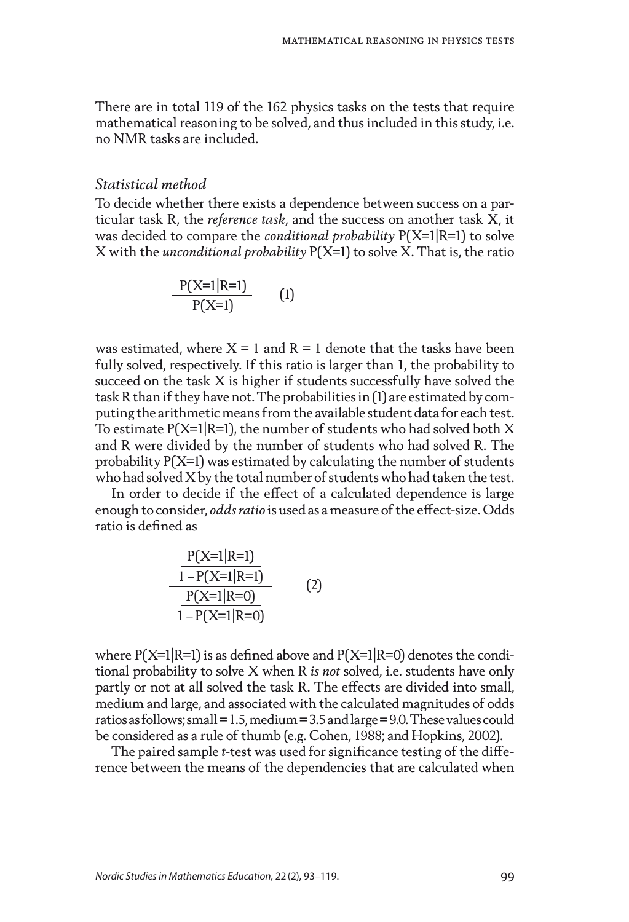There are in total 119 of the 162 physics tasks on the tests that require mathematical reasoning to be solved, and thus included in this study, i.e. no NMR tasks are included.

### *Statistical method*

To decide whether there exists a dependence between success on a particular task R, the *reference task*, and the success on another task X, it was decided to compare the *conditional probability* $P(X=1|R=1)$ to solve X with the *unconditional probability* $P(X=1)$ to solve X. That is, the ratio

$$\frac{P(X=1|R=1)}{P(X=1)} \qquad (1)$$

was estimated, where $X = 1$ and $R = 1$ denote that the tasks have been fully solved, respectively. If this ratio is larger than 1, the probability to succeed on the task X is higher if students successfully have solved the task R than if they have not. The probabilities in (1) are estimated by computing the arithmetic means from the available student data for each test. To estimate $P(X=1|R=1)$, the number of students who had solved both X and R were divided by the number of students who had solved R. The probability $P(X=1)$ was estimated by calculating the number of students who had solved X by the total number of students who had taken the test.

In order to decide if the effect of a calculated dependence is large enough to consider, *odds ratio* is used as a measure of the effect-size. Odds ratio is defined as

$$\frac{\dfrac{P(X=1|R=1)}{1-P(X=1|R=1)}}{\dfrac{P(X=1|R=0)}{1-P(X=1|R=0)}} \qquad (2)$$

where $P(X=1|R=1)$ is as defined above and $P(X=1|R=0)$ denotes the conditional probability to solve X when R *is not* solved, i.e. students have only partly or not at all solved the task R. The effects are divided into small, medium and large, and associated with the calculated magnitudes of odds ratios as follows; small = 1.5, medium = 3.5 and large = 9.0. These values could be considered as a rule of thumb (e.g. Cohen, 1988; and Hopkins, 2002).

The paired sample *t*-test was used for significance testing of the difference between the means of the dependencies that are calculated when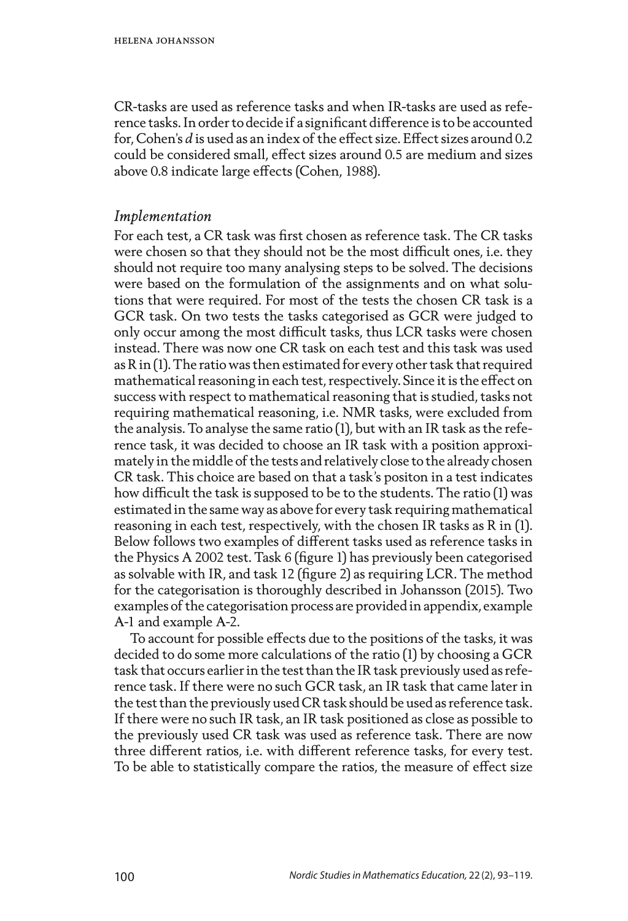CR-tasks are used as reference tasks and when IR-tasks are used as reference tasks. In order to decide if a significant difference is to be accounted for, Cohen's *d* is used as an index of the effect size. Effect sizes around 0.2 could be considered small, effect sizes around 0.5 are medium and sizes above 0.8 indicate large effects (Cohen, 1988).

### *Implementation*

For each test, a CR task was first chosen as reference task. The CR tasks were chosen so that they should not be the most difficult ones, i.e. they should not require too many analysing steps to be solved. The decisions were based on the formulation of the assignments and on what solutions that were required. For most of the tests the chosen CR task is a GCR task. On two tests the tasks categorised as GCR were judged to only occur among the most difficult tasks, thus LCR tasks were chosen instead. There was now one CR task on each test and this task was used as R in (1). The ratio was then estimated for every other task that required mathematical reasoning in each test, respectively. Since it is the effect on success with respect to mathematical reasoning that is studied, tasks not requiring mathematical reasoning, i.e. NMR tasks, were excluded from the analysis. To analyse the same ratio (1), but with an IR task as the reference task, it was decided to choose an IR task with a position approximately in the middle of the tests and relatively close to the already chosen CR task. This choice are based on that a task's positon in a test indicates how difficult the task is supposed to be to the students. The ratio (1) was estimated in the same way as above for every task requiring mathematical reasoning in each test, respectively, with the chosen IR tasks as R in (1). Below follows two examples of different tasks used as reference tasks in the Physics A 2002 test. Task 6 (figure 1) has previously been categorised as solvable with IR, and task 12 (figure 2) as requiring LCR. The method for the categorisation is thoroughly described in Johansson (2015). Two examples of the categorisation process are provided in appendix, example A-1 and example A-2.

To account for possible effects due to the positions of the tasks, it was decided to do some more calculations of the ratio (1) by choosing a GCR task that occurs earlier in the test than the IR task previously used as reference task. If there were no such GCR task, an IR task that came later in the test than the previously used CR task should be used as reference task. If there were no such IR task, an IR task positioned as close as possible to the previously used CR task was used as reference task. There are now three different ratios, i.e. with different reference tasks, for every test. To be able to statistically compare the ratios, the measure of effect size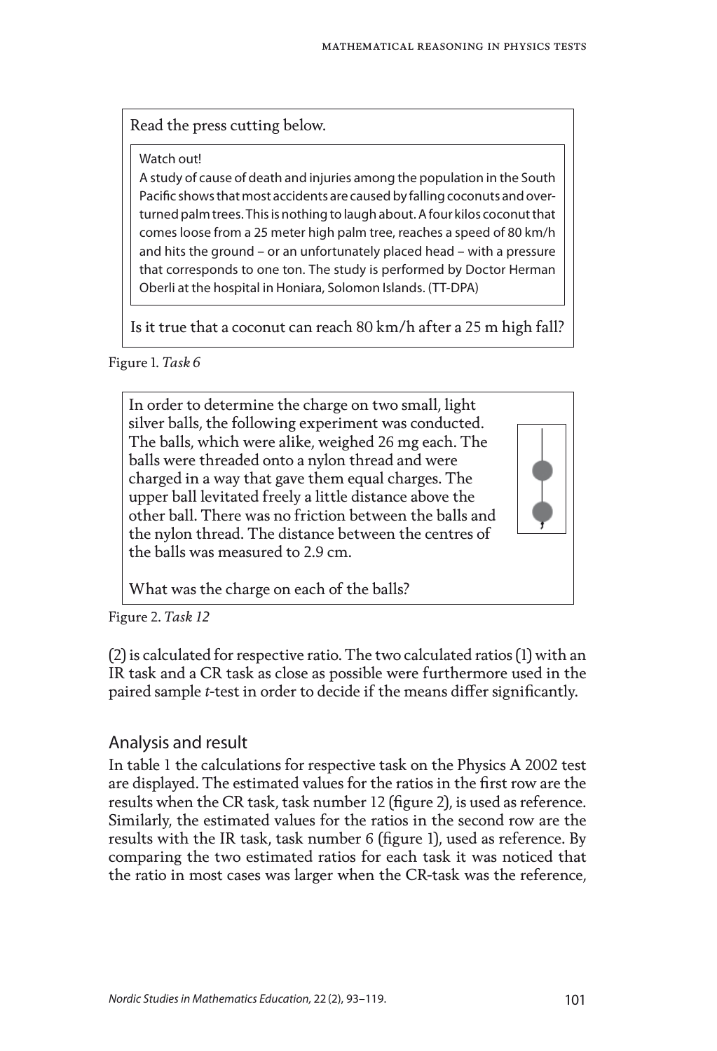Read the press cutting below.

> Watch out!
> A study of cause of death and injuries among the population in the South Pacific shows that most accidents are caused by falling coconuts and overturned palm trees. This is nothing to laugh about. A four kilos coconut that comes loose from a 25 meter high palm tree, reaches a speed of 80 km/h and hits the ground – or an unfortunately placed head – with a pressure that corresponds to one ton. The study is performed by Doctor Herman Oberli at the hospital in Honiara, Solomon Islands. (TT-DPA)

Is it true that a coconut can reach 80 km/h after a 25 m high fall?

Figure 1. *Task 6*

In order to determine the charge on two small, light silver balls, the following experiment was conducted. The balls, which were alike, weighed 26 mg each. The balls were threaded onto a nylon thread and were charged in a way that gave them equal charges. The upper ball levitated freely a little distance above the other ball. There was no friction between the balls and the nylon thread. The distance between the centres of the balls was measured to 2.9 cm.

What was the charge on each of the balls?

Figure 2. *Task 12*

(2) is calculated for respective ratio. The two calculated ratios (1) with an IR task and a CR task as close as possible were furthermore used in the paired sample *t*-test in order to decide if the means differ significantly.

## Analysis and result

In table 1 the calculations for respective task on the Physics A 2002 test are displayed. The estimated values for the ratios in the first row are the results when the CR task, task number 12 (figure 2), is used as reference. Similarly, the estimated values for the ratios in the second row are the results with the IR task, task number 6 (figure 1), used as reference. By comparing the two estimated ratios for each task it was noticed that the ratio in most cases was larger when the CR-task was the reference,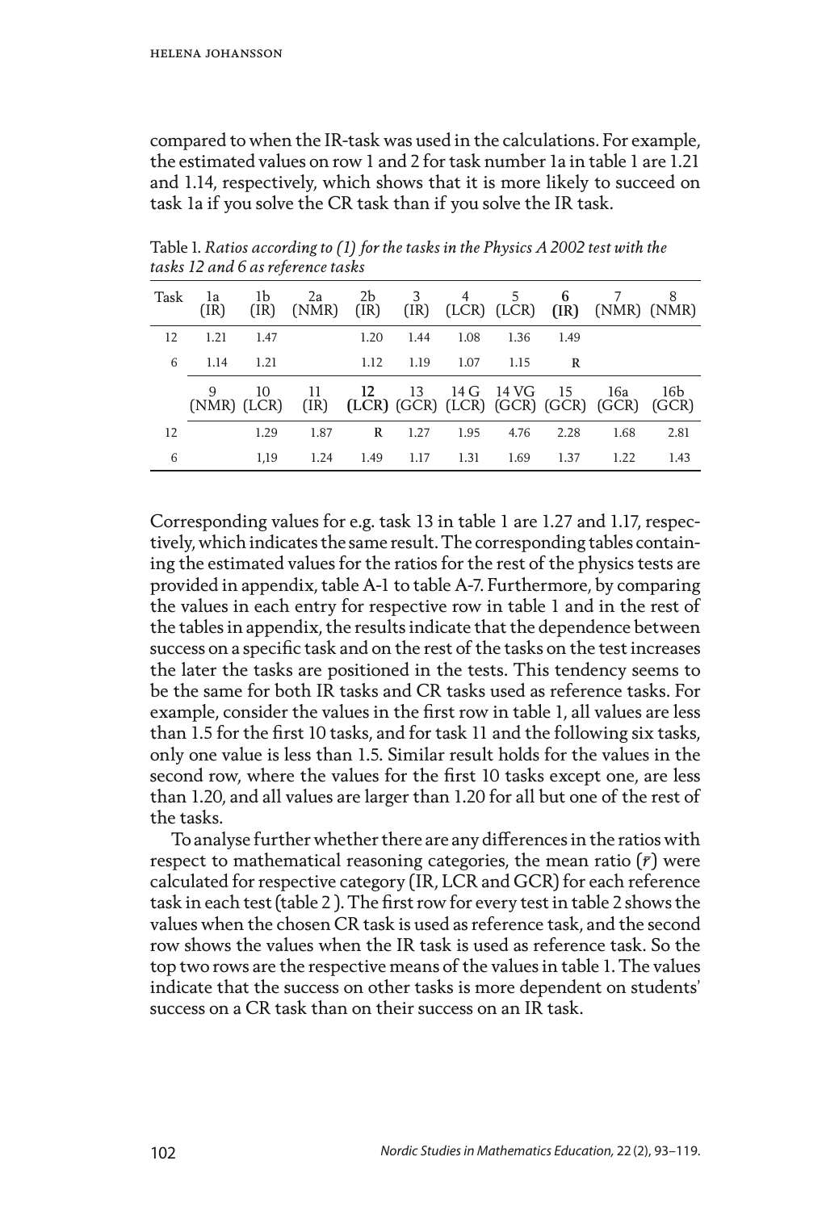compared to when the IR-task was used in the calculations. For example, the estimated values on row 1 and 2 for task number 1a in table 1 are 1.21 and 1.14, respectively, which shows that it is more likely to succeed on task 1a if you solve the CR task than if you solve the IR task.

Table 1. *Ratios according to (1) for the tasks in the Physics A 2002 test with the tasks 12 and 6 as reference tasks*

| Task | 1a (IR) | 1b (IR) | 2a (NMR) | 2b (IR) | 3 (IR) | 4 (LCR) | 5 (LCR) | **6 (IR)** | 7 (NMR) | 8 (NMR) |
|---|---|---|---|---|---|---|---|---|---|---|
| 12 | 1.21 | 1.47 | | 1.20 | 1.44 | 1.08 | 1.36 | 1.49 | | |
| 6 | 1.14 | 1.21 | | 1.12 | 1.19 | 1.07 | 1.15 | R | | |
| | 9 (NMR) | 10 (LCR) | 11 (IR) | **12 (LCR)** | 13 (GCR) | 14 G (LCR) | 14 VG (GCR) | 15 (GCR) | 16a (GCR) | 16b (GCR) |
| 12 | | 1.29 | 1.87 | R | 1.27 | 1.95 | 4.76 | 2.28 | 1.68 | 2.81 |
| 6 | | 1,19 | 1.24 | 1.49 | 1.17 | 1.31 | 1.69 | 1.37 | 1.22 | 1.43 |

Corresponding values for e.g. task 13 in table 1 are 1.27 and 1.17, respectively, which indicates the same result. The corresponding tables containing the estimated values for the ratios for the rest of the physics tests are provided in appendix, table A-1 to table A-7. Furthermore, by comparing the values in each entry for respective row in table 1 and in the rest of the tables in appendix, the results indicate that the dependence between success on a specific task and on the rest of the tasks on the test increases the later the tasks are positioned in the tests. This tendency seems to be the same for both IR tasks and CR tasks used as reference tasks. For example, consider the values in the first row in table 1, all values are less than 1.5 for the first 10 tasks, and for task 11 and the following six tasks, only one value is less than 1.5. Similar result holds for the values in the second row, where the values for the first 10 tasks except one, are less than 1.20, and all values are larger than 1.20 for all but one of the rest of the tasks.

To analyse further whether there are any differences in the ratios with respect to mathematical reasoning categories, the mean ratio ($\bar{r}$) were calculated for respective category (IR, LCR and GCR) for each reference task in each test (table 2 ). The first row for every test in table 2 shows the values when the chosen CR task is used as reference task, and the second row shows the values when the IR task is used as reference task. So the top two rows are the respective means of the values in table 1. The values indicate that the success on other tasks is more dependent on students' success on a CR task than on their success on an IR task.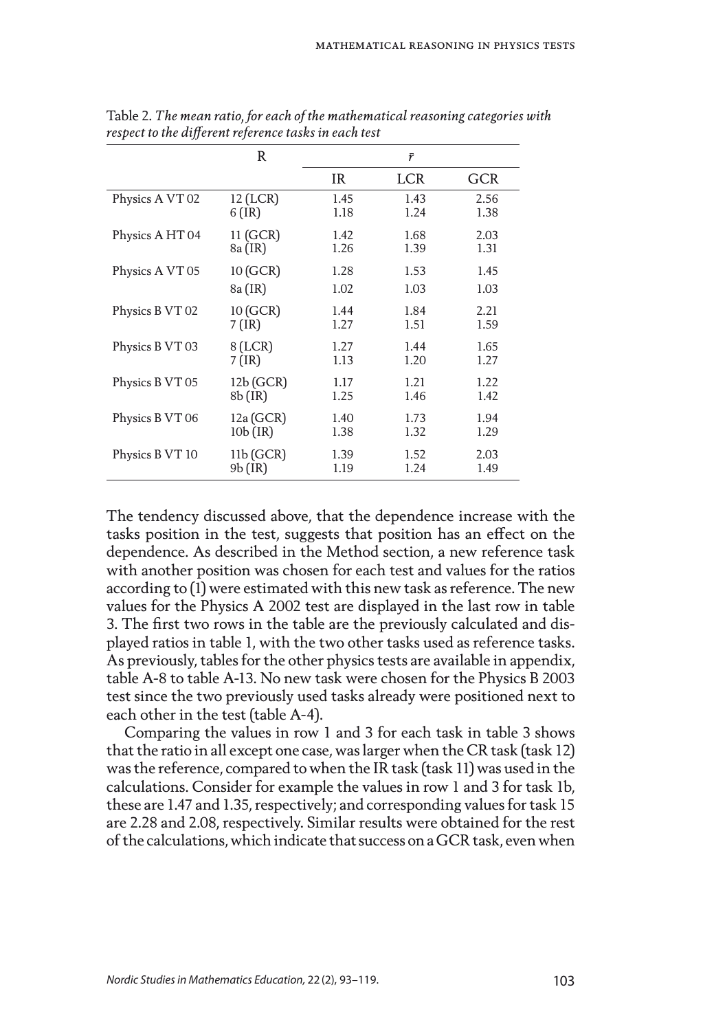Table 2. *The mean ratio, for each of the mathematical reasoning categories with respect to the different reference tasks in each test*

| | R | $\bar{r}$ | | |
|---|---|---|---|---|
| | | IR | LCR | GCR |
| Physics A VT 02 | 12 (LCR) | 1.45 | 1.43 | 2.56 |
| | 6 (IR) | 1.18 | 1.24 | 1.38 |
| Physics A HT 04 | 11 (GCR) | 1.42 | 1.68 | 2.03 |
| | 8a (IR) | 1.26 | 1.39 | 1.31 |
| Physics A VT 05 | 10 (GCR) | 1.28 | 1.53 | 1.45 |
| | 8a (IR) | 1.02 | 1.03 | 1.03 |
| Physics B VT 02 | 10 (GCR) | 1.44 | 1.84 | 2.21 |
| | 7 (IR) | 1.27 | 1.51 | 1.59 |
| Physics B VT 03 | 8 (LCR) | 1.27 | 1.44 | 1.65 |
| | 7 (IR) | 1.13 | 1.20 | 1.27 |
| Physics B VT 05 | 12b (GCR) | 1.17 | 1.21 | 1.22 |
| | 8b (IR) | 1.25 | 1.46 | 1.42 |
| Physics B VT 06 | 12a (GCR) | 1.40 | 1.73 | 1.94 |
| | 10b (IR) | 1.38 | 1.32 | 1.29 |
| Physics B VT 10 | 11b (GCR) | 1.39 | 1.52 | 2.03 |
| | 9b (IR) | 1.19 | 1.24 | 1.49 |

The tendency discussed above, that the dependence increase with the tasks position in the test, suggests that position has an effect on the dependence. As described in the Method section, a new reference task with another position was chosen for each test and values for the ratios according to (1) were estimated with this new task as reference. The new values for the Physics A 2002 test are displayed in the last row in table 3. The first two rows in the table are the previously calculated and displayed ratios in table 1, with the two other tasks used as reference tasks. As previously, tables for the other physics tests are available in appendix, table A-8 to table A-13. No new task were chosen for the Physics B 2003 test since the two previously used tasks already were positioned next to each other in the test (table A-4).

Comparing the values in row 1 and 3 for each task in table 3 shows that the ratio in all except one case, was larger when the CR task (task 12) was the reference, compared to when the IR task (task 11) was used in the calculations. Consider for example the values in row 1 and 3 for task 1b, these are 1.47 and 1.35, respectively; and corresponding values for task 15 are 2.28 and 2.08, respectively. Similar results were obtained for the rest of the calculations, which indicate that success on a GCR task, even when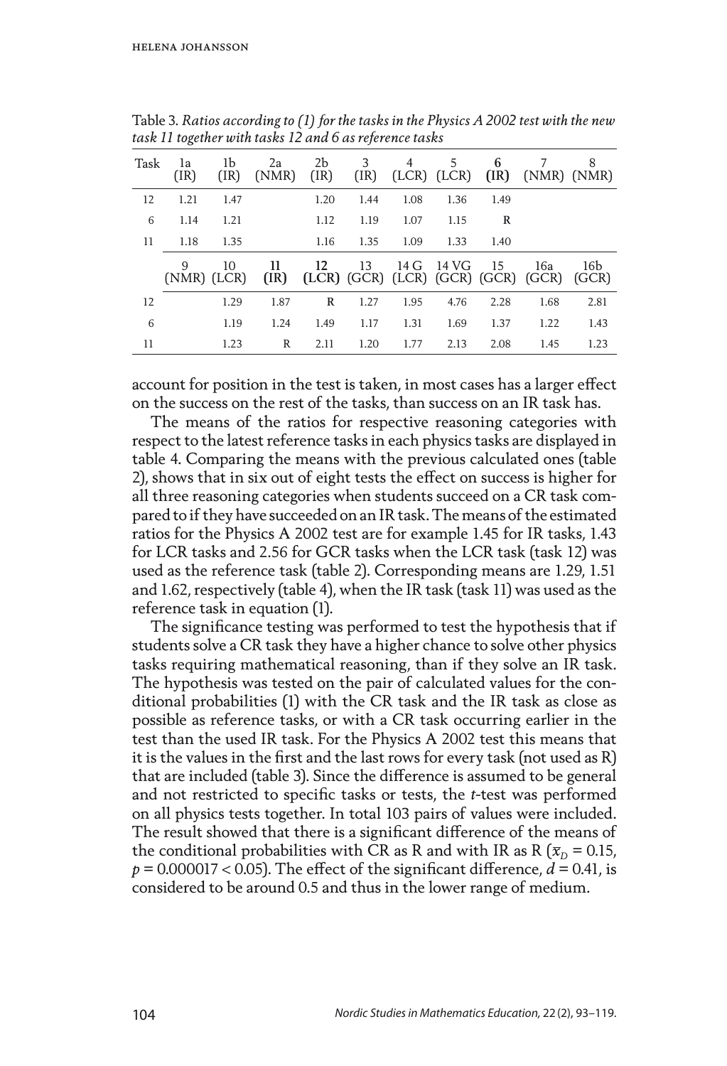Table 3. *Ratios according to (1) for the tasks in the Physics A 2002 test with the new task 11 together with tasks 12 and 6 as reference tasks*

| Task | 1a (IR) | 1b (IR) | 2a (NMR) | 2b (IR) | 3 (IR) | 4 (LCR) | 5 (LCR) | **6 (IR)** | 7 (NMR) | 8 (NMR) |
|---|---|---|---|---|---|---|---|---|---|---|
| 12 | 1.21 | 1.47 | | 1.20 | 1.44 | 1.08 | 1.36 | 1.49 | | |
| 6 | 1.14 | 1.21 | | 1.12 | 1.19 | 1.07 | 1.15 | R | | |
| 11 | 1.18 | 1.35 | | 1.16 | 1.35 | 1.09 | 1.33 | 1.40 | | |
| | 9 (NMR) | 10 (LCR) | **11 (IR)** | **12 (LCR)** | 13 (GCR) | 14 G (LCR) | 14 VG (GCR) | 15 (GCR) | 16a (GCR) | 16b (GCR) |
| 12 | | 1.29 | 1.87 | R | 1.27 | 1.95 | 4.76 | 2.28 | 1.68 | 2.81 |
| 6 | | 1.19 | 1.24 | 1.49 | 1.17 | 1.31 | 1.69 | 1.37 | 1.22 | 1.43 |
| 11 | | 1.23 | R | 2.11 | 1.20 | 1.77 | 2.13 | 2.08 | 1.45 | 1.23 |

account for position in the test is taken, in most cases has a larger effect on the success on the rest of the tasks, than success on an IR task has.

The means of the ratios for respective reasoning categories with respect to the latest reference tasks in each physics tasks are displayed in table 4. Comparing the means with the previous calculated ones (table 2), shows that in six out of eight tests the effect on success is higher for all three reasoning categories when students succeed on a CR task compared to if they have succeeded on an IR task. The means of the estimated ratios for the Physics A 2002 test are for example 1.45 for IR tasks, 1.43 for LCR tasks and 2.56 for GCR tasks when the LCR task (task 12) was used as the reference task (table 2). Corresponding means are 1.29, 1.51 and 1.62, respectively (table 4), when the IR task (task 11) was used as the reference task in equation (1).

The significance testing was performed to test the hypothesis that if students solve a CR task they have a higher chance to solve other physics tasks requiring mathematical reasoning, than if they solve an IR task. The hypothesis was tested on the pair of calculated values for the conditional probabilities (1) with the CR task and the IR task as close as possible as reference tasks, or with a CR task occurring earlier in the test than the used IR task. For the Physics A 2002 test this means that it is the values in the first and the last rows for every task (not used as R) that are included (table 3). Since the difference is assumed to be general and not restricted to specific tasks or tests, the *t*-test was performed on all physics tests together. In total 103 pairs of values were included. The result showed that there is a significant difference of the means of the conditional probabilities with CR as R and with IR as R ($\bar{x}_D = 0.15$, $p = 0.000017 < 0.05$). The effect of the significant difference, $d = 0.41$, is considered to be around 0.5 and thus in the lower range of medium.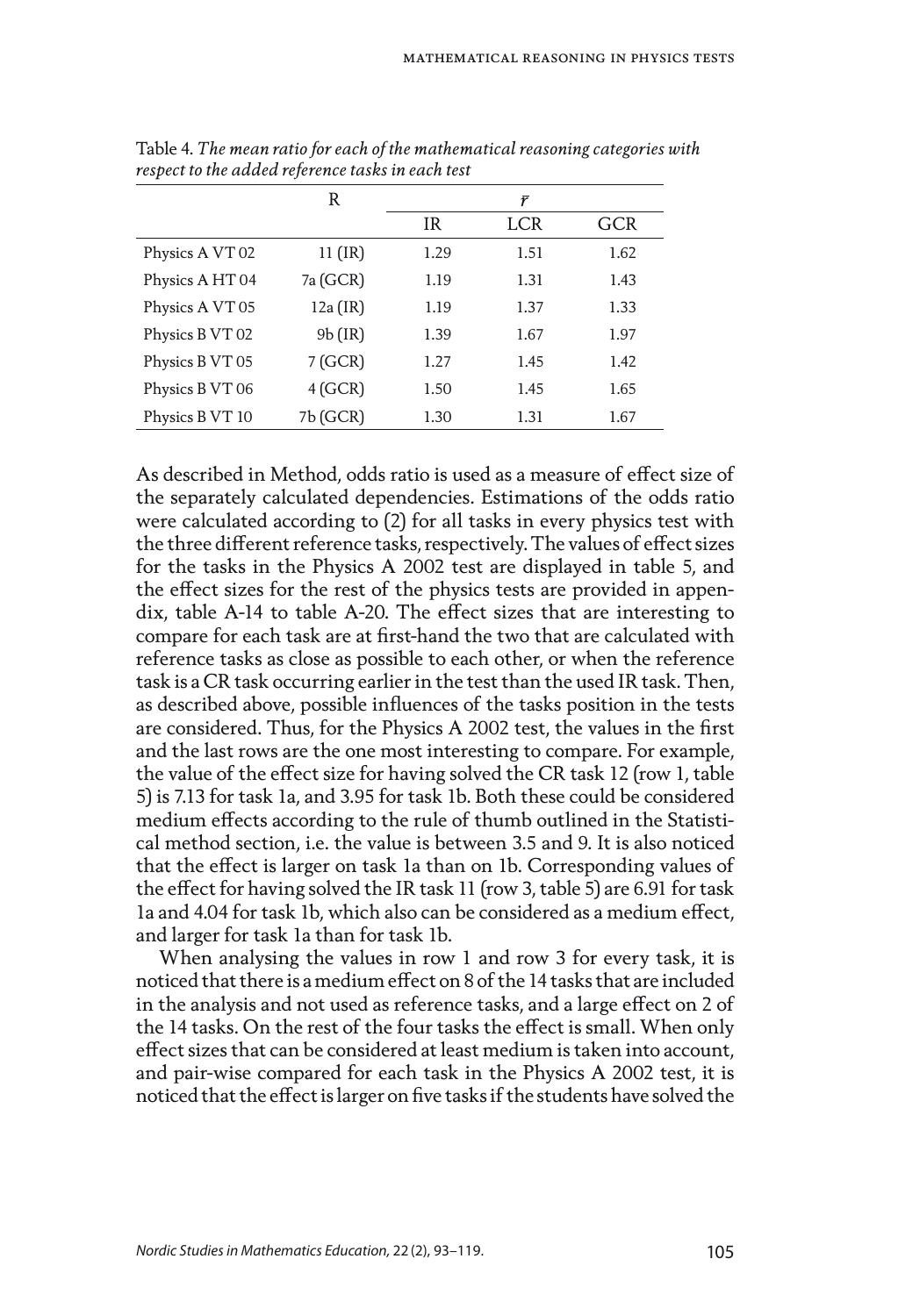Table 4. *The mean ratio for each of the mathematical reasoning categories with respect to the added reference tasks in each test*

| | R | $\bar{r}$ | | |
|---|---|---|---|---|
| | | IR | LCR | GCR |
| Physics A VT 02 | 11 (IR) | 1.29 | 1.51 | 1.62 |
| Physics A HT 04 | 7a (GCR) | 1.19 | 1.31 | 1.43 |
| Physics A VT 05 | 12a (IR) | 1.19 | 1.37 | 1.33 |
| Physics B VT 02 | 9b (IR) | 1.39 | 1.67 | 1.97 |
| Physics B VT 05 | 7 (GCR) | 1.27 | 1.45 | 1.42 |
| Physics B VT 06 | 4 (GCR) | 1.50 | 1.45 | 1.65 |
| Physics B VT 10 | 7b (GCR) | 1.30 | 1.31 | 1.67 |

As described in Method, odds ratio is used as a measure of effect size of the separately calculated dependencies. Estimations of the odds ratio were calculated according to (2) for all tasks in every physics test with the three different reference tasks, respectively. The values of effect sizes for the tasks in the Physics A 2002 test are displayed in table 5, and the effect sizes for the rest of the physics tests are provided in appendix, table A-14 to table A-20. The effect sizes that are interesting to compare for each task are at first-hand the two that are calculated with reference tasks as close as possible to each other, or when the reference task is a CR task occurring earlier in the test than the used IR task. Then, as described above, possible influences of the tasks position in the tests are considered. Thus, for the Physics A 2002 test, the values in the first and the last rows are the one most interesting to compare. For example, the value of the effect size for having solved the CR task 12 (row 1, table 5) is 7.13 for task 1a, and 3.95 for task 1b. Both these could be considered medium effects according to the rule of thumb outlined in the Statistical method section, i.e. the value is between 3.5 and 9. It is also noticed that the effect is larger on task 1a than on 1b. Corresponding values of the effect for having solved the IR task 11 (row 3, table 5) are 6.91 for task 1a and 4.04 for task 1b, which also can be considered as a medium effect, and larger for task 1a than for task 1b.

When analysing the values in row 1 and row 3 for every task, it is noticed that there is a medium effect on 8 of the 14 tasks that are included in the analysis and not used as reference tasks, and a large effect on 2 of the 14 tasks. On the rest of the four tasks the effect is small. When only effect sizes that can be considered at least medium is taken into account, and pair-wise compared for each task in the Physics A 2002 test, it is noticed that the effect is larger on five tasks if the students have solved the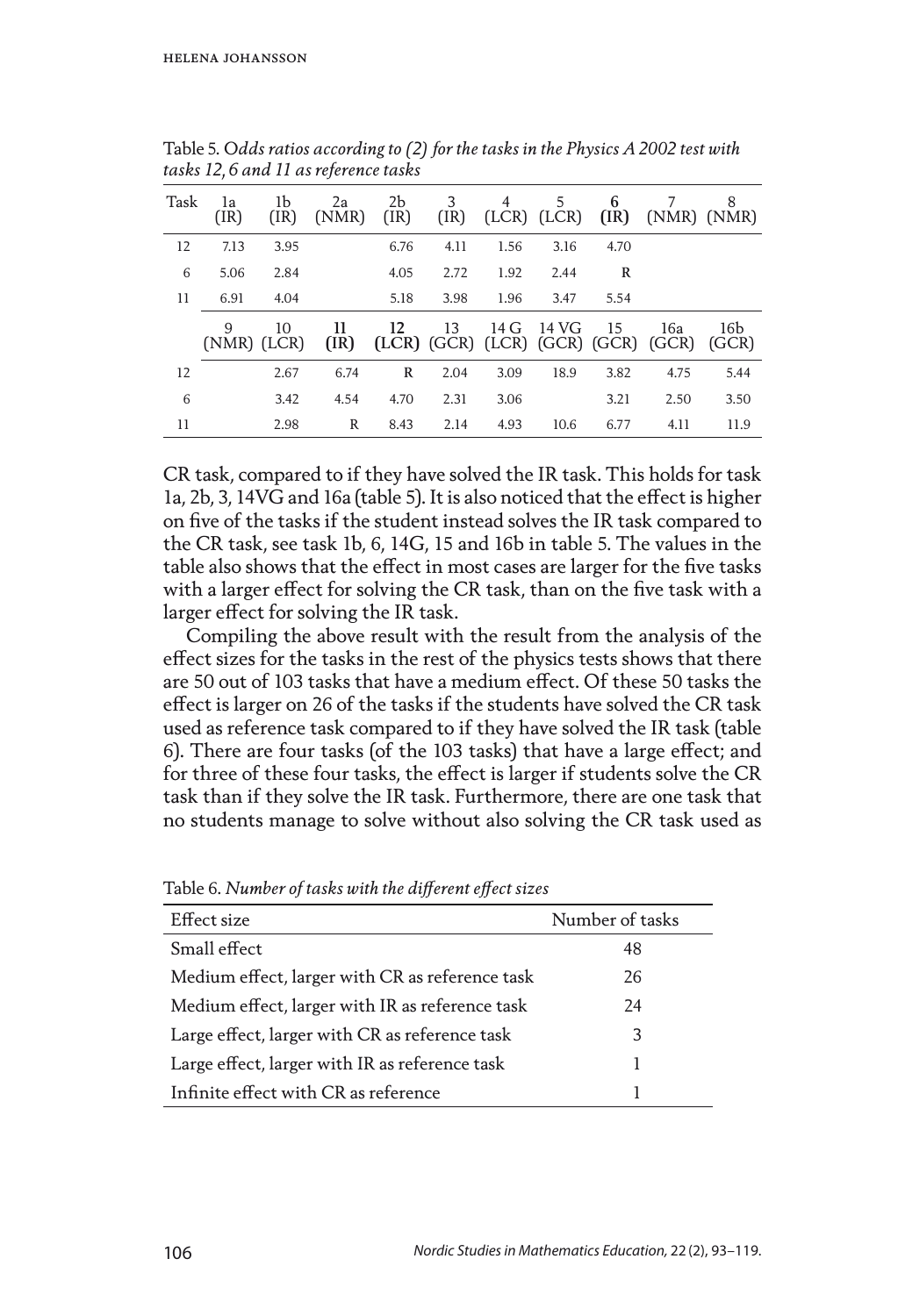Table 5. *Odds ratios according to (2) for the tasks in the Physics A 2002 test with tasks 12, 6 and 11 as reference tasks*

| Task | 1a (IR) | 1b (IR) | 2a (NMR) | 2b (IR) | 3 (IR) | 4 (LCR) | 5 (LCR) | **6 (IR)** | 7 (NMR) | 8 (NMR) |
|---|---|---|---|---|---|---|---|---|---|---|
| 12 | 7.13 | 3.95 | | 6.76 | 4.11 | 1.56 | 3.16 | 4.70 | | |
| 6 | 5.06 | 2.84 | | 4.05 | 2.72 | 1.92 | 2.44 | R | | |
| 11 | 6.91 | 4.04 | | 5.18 | 3.98 | 1.96 | 3.47 | 5.54 | | |
| | 9 (NMR) | 10 (LCR) | **11 (IR)** | **12 (LCR)** | 13 (GCR) | 14 G (LCR) | 14 VG (GCR) | 15 (GCR) | 16a (GCR) | 16b (GCR) |
| 12 | | 2.67 | 6.74 | R | 2.04 | 3.09 | 18.9 | 3.82 | 4.75 | 5.44 |
| 6 | | 3.42 | 4.54 | 4.70 | 2.31 | 3.06 | | 3.21 | 2.50 | 3.50 |
| 11 | | 2.98 | R | 8.43 | 2.14 | 4.93 | 10.6 | 6.77 | 4.11 | 11.9 |

CR task, compared to if they have solved the IR task. This holds for task 1a, 2b, 3, 14VG and 16a (table 5). It is also noticed that the effect is higher on five of the tasks if the student instead solves the IR task compared to the CR task, see task 1b, 6, 14G, 15 and 16b in table 5. The values in the table also shows that the effect in most cases are larger for the five tasks with a larger effect for solving the CR task, than on the five task with a larger effect for solving the IR task.

Compiling the above result with the result from the analysis of the effect sizes for the tasks in the rest of the physics tests shows that there are 50 out of 103 tasks that have a medium effect. Of these 50 tasks the effect is larger on 26 of the tasks if the students have solved the CR task used as reference task compared to if they have solved the IR task (table 6). There are four tasks (of the 103 tasks) that have a large effect; and for three of these four tasks, the effect is larger if students solve the CR task than if they solve the IR task. Furthermore, there are one task that no students manage to solve without also solving the CR task used as

Table 6. *Number of tasks with the different effect sizes*

| Effect size | Number of tasks |
|---|---|
| Small effect | 48 |
| Medium effect, larger with CR as reference task | 26 |
| Medium effect, larger with IR as reference task | 24 |
| Large effect, larger with CR as reference task | 3 |
| Large effect, larger with IR as reference task | 1 |
| Infinite effect with CR as reference | 1 |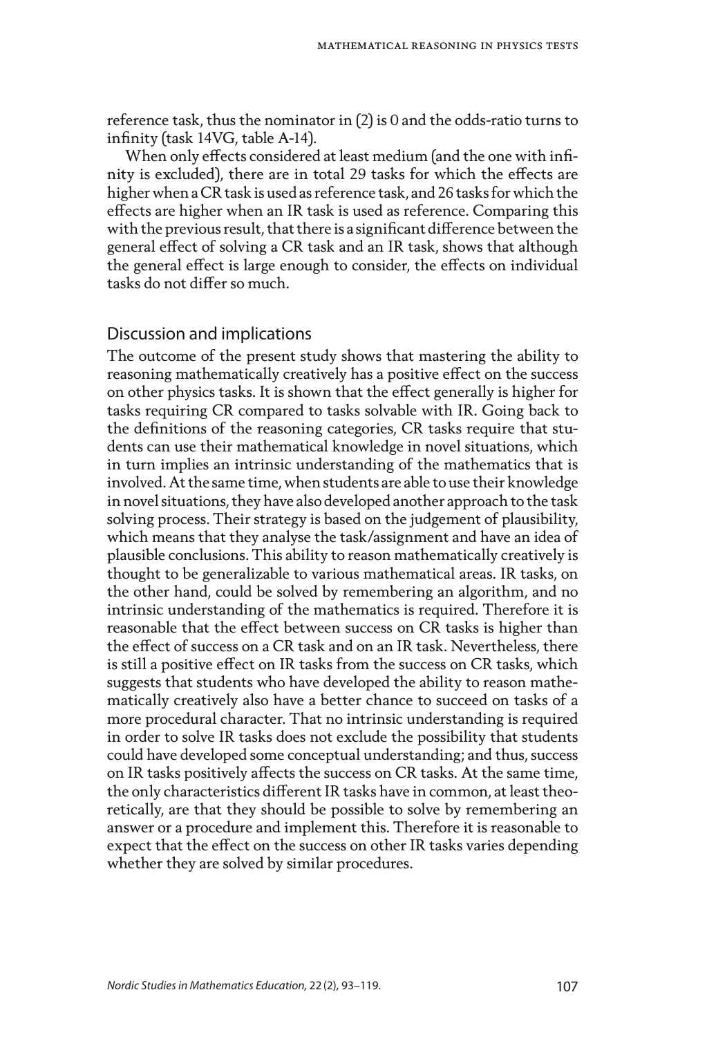reference task, thus the nominator in (2) is 0 and the odds-ratio turns to infinity (task 14VG, table A-14).

When only effects considered at least medium (and the one with infinity is excluded), there are in total 29 tasks for which the effects are higher when a CR task is used as reference task, and 26 tasks for which the effects are higher when an IR task is used as reference. Comparing this with the previous result, that there is a significant difference between the general effect of solving a CR task and an IR task, shows that although the general effect is large enough to consider, the effects on individual tasks do not differ so much.

## Discussion and implications

The outcome of the present study shows that mastering the ability to reasoning mathematically creatively has a positive effect on the success on other physics tasks. It is shown that the effect generally is higher for tasks requiring CR compared to tasks solvable with IR. Going back to the definitions of the reasoning categories, CR tasks require that students can use their mathematical knowledge in novel situations, which in turn implies an intrinsic understanding of the mathematics that is involved. At the same time, when students are able to use their knowledge in novel situations, they have also developed another approach to the task solving process. Their strategy is based on the judgement of plausibility, which means that they analyse the task/assignment and have an idea of plausible conclusions. This ability to reason mathematically creatively is thought to be generalizable to various mathematical areas. IR tasks, on the other hand, could be solved by remembering an algorithm, and no intrinsic understanding of the mathematics is required. Therefore it is reasonable that the effect between success on CR tasks is higher than the effect of success on a CR task and on an IR task. Nevertheless, there is still a positive effect on IR tasks from the success on CR tasks, which suggests that students who have developed the ability to reason mathematically creatively also have a better chance to succeed on tasks of a more procedural character. That no intrinsic understanding is required in order to solve IR tasks does not exclude the possibility that students could have developed some conceptual understanding; and thus, success on IR tasks positively affects the success on CR tasks. At the same time, the only characteristics different IR tasks have in common, at least theoretically, are that they should be possible to solve by remembering an answer or a procedure and implement this. Therefore it is reasonable to expect that the effect on the success on other IR tasks varies depending whether they are solved by similar procedures.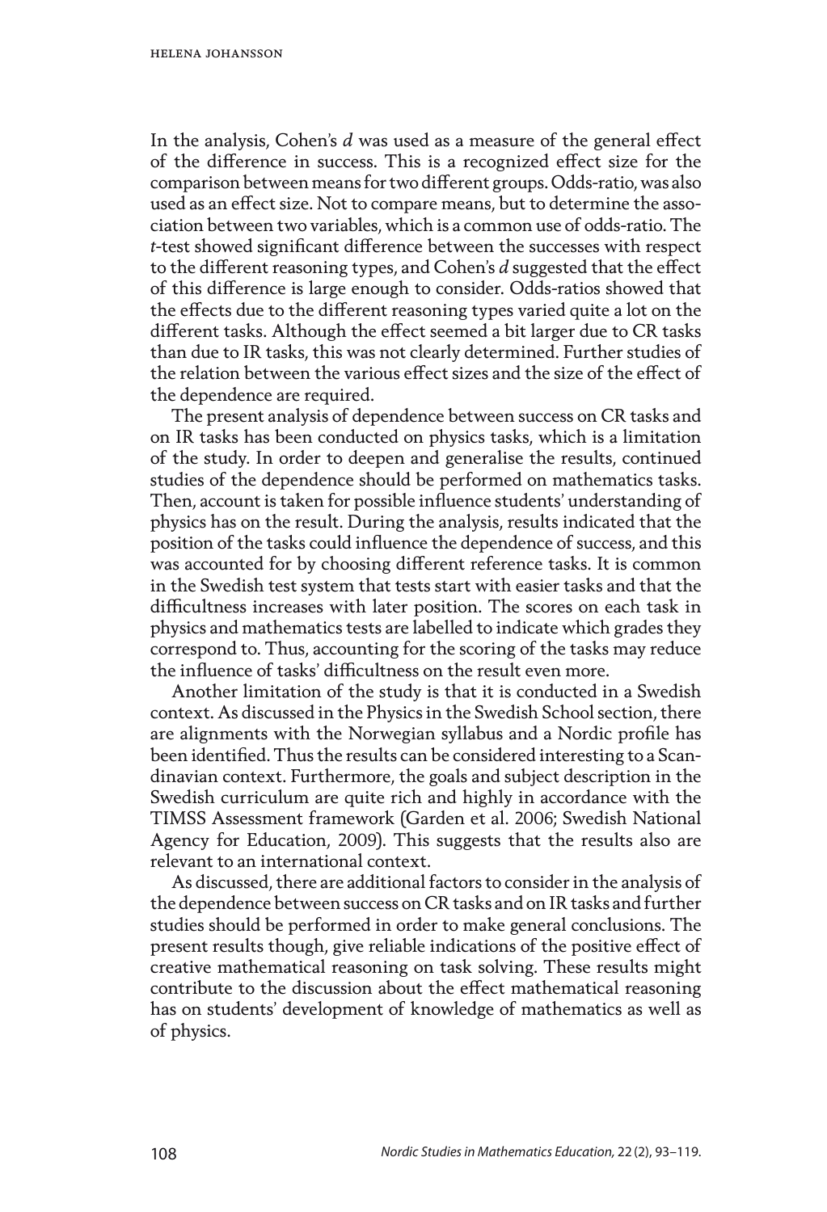In the analysis, Cohen's $d$ was used as a measure of the general effect of the difference in success. This is a recognized effect size for the comparison between means for two different groups. Odds-ratio, was also used as an effect size. Not to compare means, but to determine the association between two variables, which is a common use of odds-ratio. The $t$-test showed significant difference between the successes with respect to the different reasoning types, and Cohen's $d$ suggested that the effect of this difference is large enough to consider. Odds-ratios showed that the effects due to the different reasoning types varied quite a lot on the different tasks. Although the effect seemed a bit larger due to CR tasks than due to IR tasks, this was not clearly determined. Further studies of the relation between the various effect sizes and the size of the effect of the dependence are required.

The present analysis of dependence between success on CR tasks and on IR tasks has been conducted on physics tasks, which is a limitation of the study. In order to deepen and generalise the results, continued studies of the dependence should be performed on mathematics tasks. Then, account is taken for possible influence students' understanding of physics has on the result. During the analysis, results indicated that the position of the tasks could influence the dependence of success, and this was accounted for by choosing different reference tasks. It is common in the Swedish test system that tests start with easier tasks and that the difficultness increases with later position. The scores on each task in physics and mathematics tests are labelled to indicate which grades they correspond to. Thus, accounting for the scoring of the tasks may reduce the influence of tasks' difficultness on the result even more.

Another limitation of the study is that it is conducted in a Swedish context. As discussed in the Physics in the Swedish School section, there are alignments with the Norwegian syllabus and a Nordic profile has been identified. Thus the results can be considered interesting to a Scandinavian context. Furthermore, the goals and subject description in the Swedish curriculum are quite rich and highly in accordance with the TIMSS Assessment framework (Garden et al. 2006; Swedish National Agency for Education, 2009). This suggests that the results also are relevant to an international context.

As discussed, there are additional factors to consider in the analysis of the dependence between success on CR tasks and on IR tasks and further studies should be performed in order to make general conclusions. The present results though, give reliable indications of the positive effect of creative mathematical reasoning on task solving. These results might contribute to the discussion about the effect mathematical reasoning has on students' development of knowledge of mathematics as well as of physics.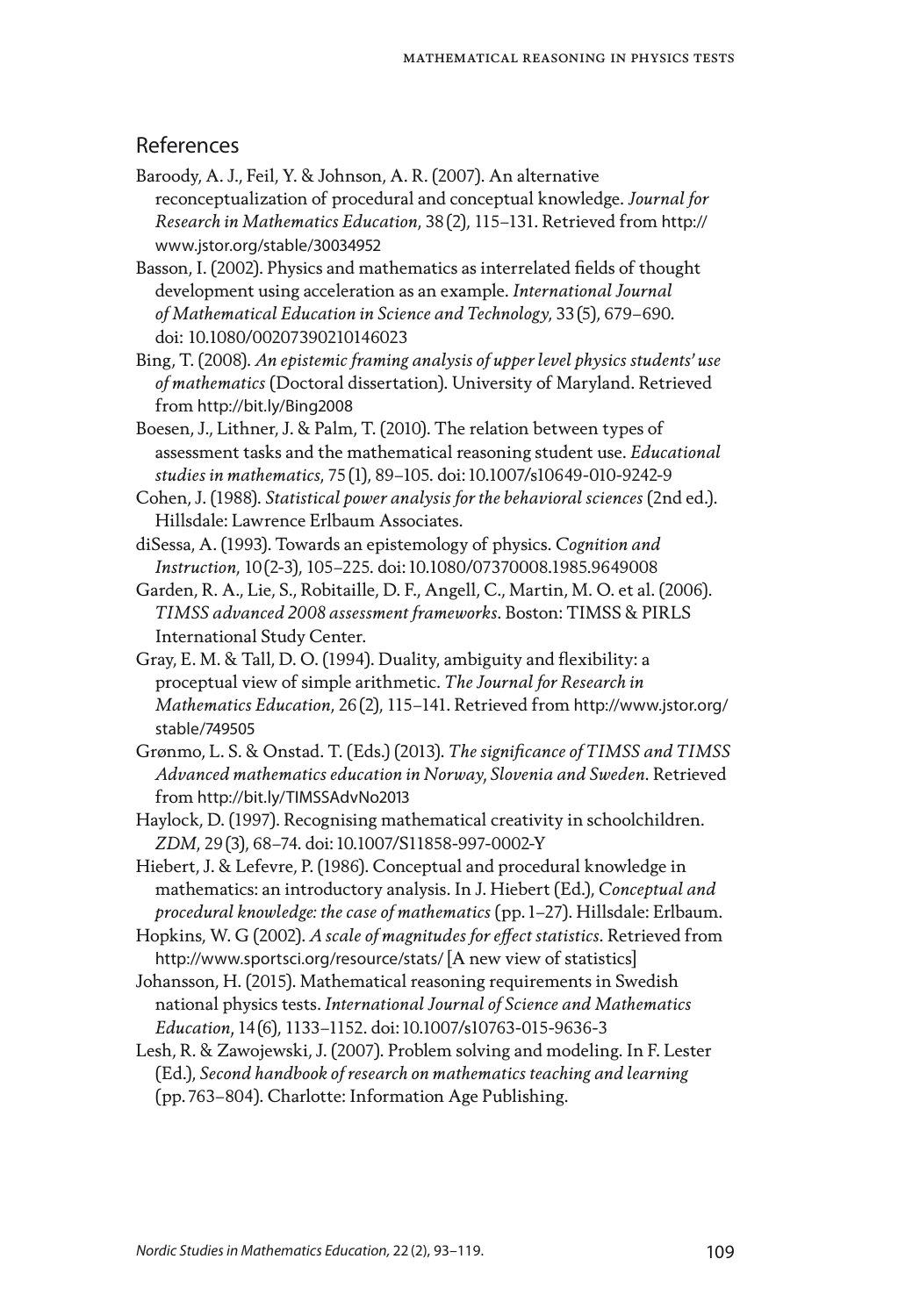## References

Baroody, A. J., Feil, Y. & Johnson, A. R. (2007). An alternative reconceptualization of procedural and conceptual knowledge. *Journal for Research in Mathematics Education*, 38 (2), 115–131. Retrieved from http://www.jstor.org/stable/30034952

Basson, I. (2002). Physics and mathematics as interrelated fields of thought development using acceleration as an example. *International Journal of Mathematical Education in Science and Technology*, 33 (5), 679–690. doi: 10.1080/00207390210146023

Bing, T. (2008). *An epistemic framing analysis of upper level physics students' use of mathematics* (Doctoral dissertation). University of Maryland. Retrieved from http://bit.ly/Bing2008

Boesen, J., Lithner, J. & Palm, T. (2010). The relation between types of assessment tasks and the mathematical reasoning student use. *Educational studies in mathematics*, 75 (1), 89–105. doi: 10.1007/s10649-010-9242-9

Cohen, J. (1988). *Statistical power analysis for the behavioral sciences* (2nd ed.). Hillsdale: Lawrence Erlbaum Associates.

diSessa, A. (1993). Towards an epistemology of physics. *Cognition and Instruction*, 10 (2-3), 105–225. doi: 10.1080/07370008.1985.9649008

Garden, R. A., Lie, S., Robitaille, D. F., Angell, C., Martin, M. O. et al. (2006). *TIMSS advanced 2008 assessment frameworks*. Boston: TIMSS & PIRLS International Study Center.

Gray, E. M. & Tall, D. O. (1994). Duality, ambiguity and flexibility: a proceptual view of simple arithmetic. *The Journal for Research in Mathematics Education*, 26 (2), 115–141. Retrieved from http://www.jstor.org/stable/749505

Grønmo, L. S. & Onstad. T. (Eds.) (2013). *The significance of TIMSS and TIMSS Advanced mathematics education in Norway, Slovenia and Sweden*. Retrieved from http://bit.ly/TIMSSAdvNo2013

Haylock, D. (1997). Recognising mathematical creativity in schoolchildren. *ZDM*, 29 (3), 68–74. doi: 10.1007/S11858-997-0002-Y

Hiebert, J. & Lefevre, P. (1986). Conceptual and procedural knowledge in mathematics: an introductory analysis. In J. Hiebert (Ed.), *Conceptual and procedural knowledge: the case of mathematics* (pp. 1–27). Hillsdale: Erlbaum.

Hopkins, W. G (2002). *A scale of magnitudes for effect statistics*. Retrieved from http://www.sportsci.org/resource/stats/ [A new view of statistics]

Johansson, H. (2015). Mathematical reasoning requirements in Swedish national physics tests. *International Journal of Science and Mathematics Education*, 14 (6), 1133–1152. doi: 10.1007/s10763-015-9636-3

Lesh, R. & Zawojewski, J. (2007). Problem solving and modeling. In F. Lester (Ed.), *Second handbook of research on mathematics teaching and learning* (pp. 763–804). Charlotte: Information Age Publishing.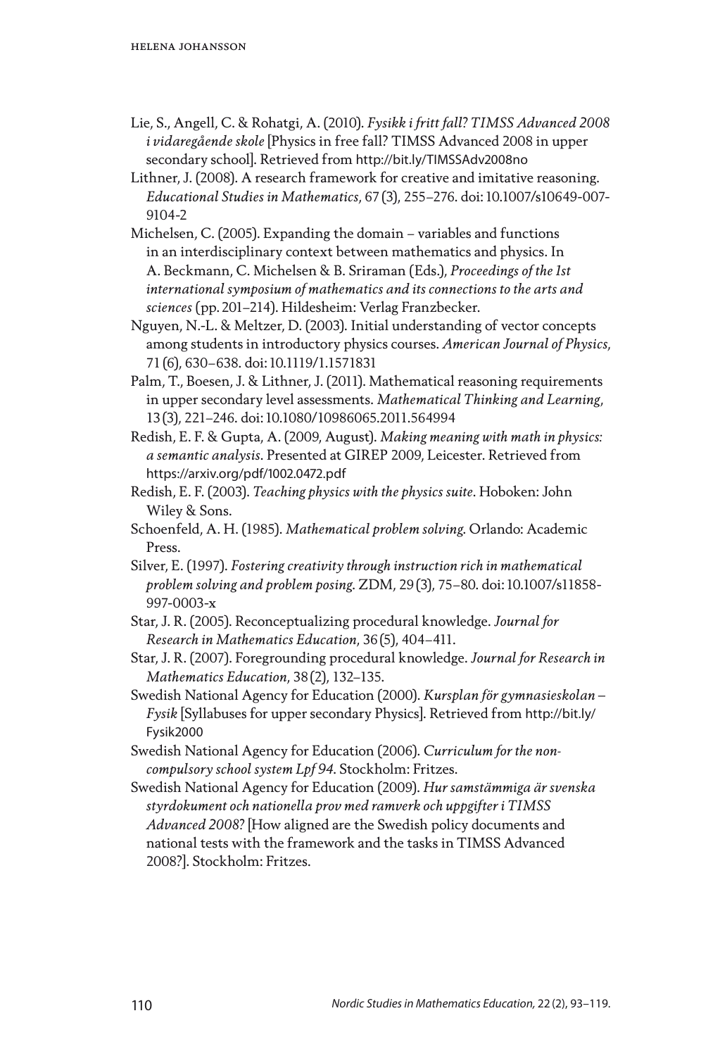Lie, S., Angell, C. & Rohatgi, A. (2010). *Fysikk i fritt fall? TIMSS Advanced 2008 i vidaregående skole* [Physics in free fall? TIMSS Advanced 2008 in upper secondary school]. Retrieved from http://bit.ly/TIMSSAdv2008no

Lithner, J. (2008). A research framework for creative and imitative reasoning. *Educational Studies in Mathematics*, 67 (3), 255–276. doi: 10.1007/s10649-007-9104-2

Michelsen, C. (2005). Expanding the domain – variables and functions in an interdisciplinary context between mathematics and physics. In A. Beckmann, C. Michelsen & B. Sriraman (Eds.), *Proceedings of the 1st international symposium of mathematics and its connections to the arts and sciences* (pp. 201–214). Hildesheim: Verlag Franzbecker.

Nguyen, N.-L. & Meltzer, D. (2003). Initial understanding of vector concepts among students in introductory physics courses. *American Journal of Physics*, 71 (6), 630–638. doi: 10.1119/1.1571831

Palm, T., Boesen, J. & Lithner, J. (2011). Mathematical reasoning requirements in upper secondary level assessments. *Mathematical Thinking and Learning*, 13 (3), 221–246. doi: 10.1080/10986065.2011.564994

Redish, E. F. & Gupta, A. (2009, August). *Making meaning with math in physics: a semantic analysis*. Presented at GIREP 2009, Leicester. Retrieved from https://arxiv.org/pdf/1002.0472.pdf

Redish, E. F. (2003). *Teaching physics with the physics suite*. Hoboken: John Wiley & Sons.

Schoenfeld, A. H. (1985). *Mathematical problem solving.* Orlando: Academic Press.

Silver, E. (1997). *Fostering creativity through instruction rich in mathematical problem solving and problem posing.* ZDM, 29 (3), 75–80. doi: 10.1007/s11858-997-0003-x

Star, J. R. (2005). Reconceptualizing procedural knowledge. *Journal for Research in Mathematics Education*, 36 (5), 404–411.

Star, J. R. (2007). Foregrounding procedural knowledge. *Journal for Research in Mathematics Education*, 38 (2), 132–135.

Swedish National Agency for Education (2000). *Kursplan för gymnasieskolan – Fysik* [Syllabuses for upper secondary Physics]. Retrieved from http://bit.ly/Fysik2000

Swedish National Agency for Education (2006). *Curriculum for the non-compulsory school system Lpf 94*. Stockholm: Fritzes.

Swedish National Agency for Education (2009). *Hur samstämmiga är svenska styrdokument och nationella prov med ramverk och uppgifter i TIMSS Advanced 2008?* [How aligned are the Swedish policy documents and national tests with the framework and the tasks in TIMSS Advanced 2008?]. Stockholm: Fritzes.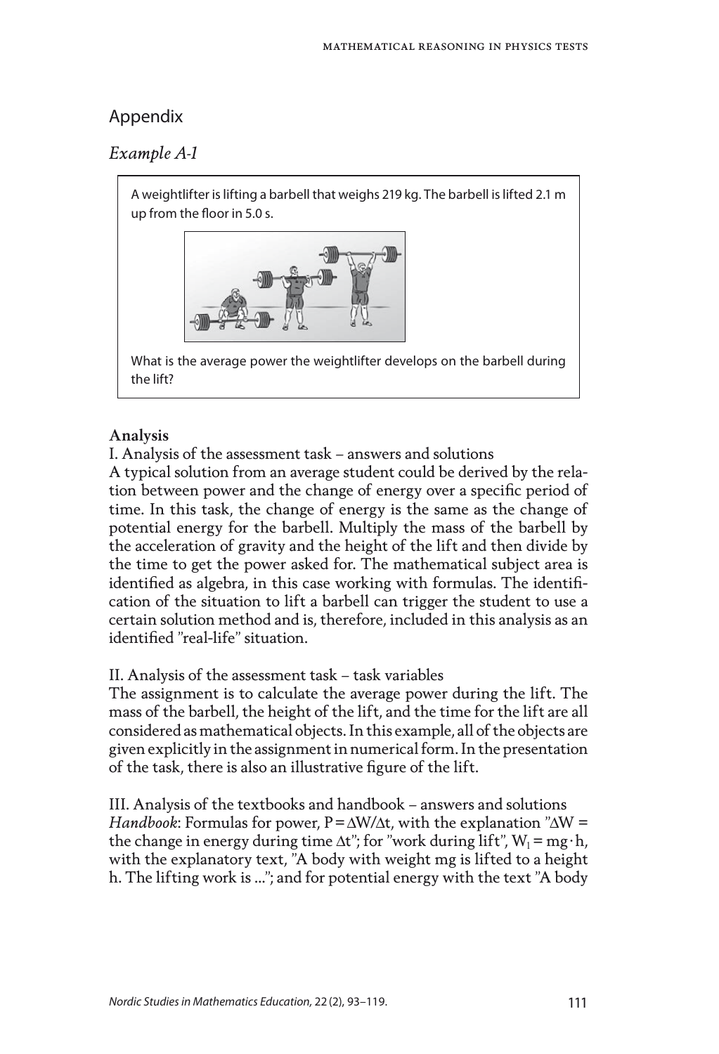## Appendix

### *Example A-1*

A weightlifter is lifting a barbell that weighs 219 kg. The barbell is lifted 2.1 m up from the floor in 5.0 s.

What is the average power the weightlifter develops on the barbell during the lift?

**Analysis**

I. Analysis of the assessment task – answers and solutions

A typical solution from an average student could be derived by the relation between power and the change of energy over a specific period of time. In this task, the change of energy is the same as the change of potential energy for the barbell. Multiply the mass of the barbell by the acceleration of gravity and the height of the lift and then divide by the time to get the power asked for. The mathematical subject area is identified as algebra, in this case working with formulas. The identification of the situation to lift a barbell can trigger the student to use a certain solution method and is, therefore, included in this analysis as an identified "real-life" situation.

II. Analysis of the assessment task – task variables

The assignment is to calculate the average power during the lift. The mass of the barbell, the height of the lift, and the time for the lift are all considered as mathematical objects. In this example, all of the objects are given explicitly in the assignment in numerical form. In the presentation of the task, there is also an illustrative figure of the lift.

III. Analysis of the textbooks and handbook – answers and solutions

*Handbook*: Formulas for power, $P = \Delta W / \Delta t$, with the explanation "$\Delta W$ = the change in energy during time $\Delta t$"; for "work during lift", $W_l = mg \cdot h$, with the explanatory text, "A body with weight mg is lifted to a height h. The lifting work is ..."; and for potential energy with the text "A body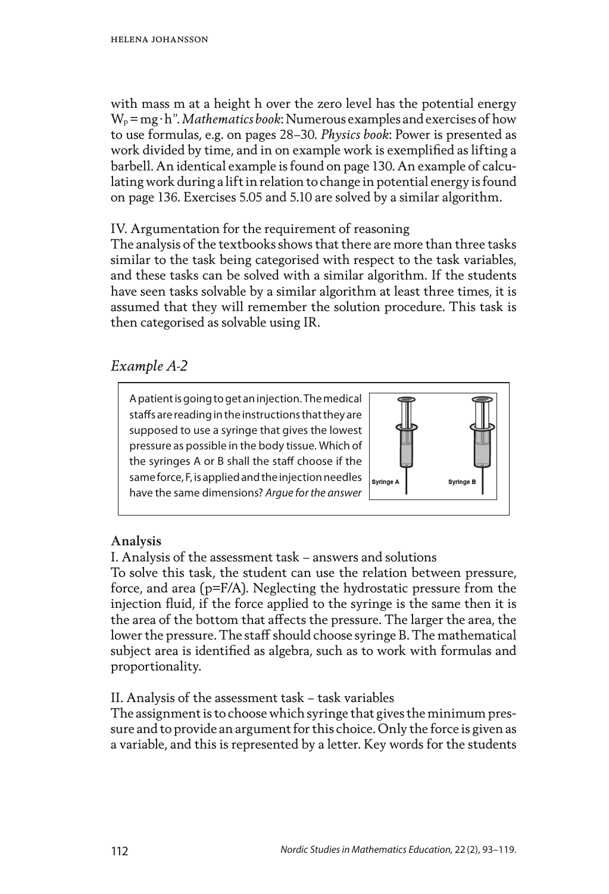with mass m at a height h over the zero level has the potential energy $W_p = mg \cdot h$". *Mathematics book*: Numerous examples and exercises of how to use formulas, e.g. on pages 28–30. *Physics book*: Power is presented as work divided by time, and in on example work is exemplified as lifting a barbell. An identical example is found on page 130. An example of calculating work during a lift in relation to change in potential energy is found on page 136. Exercises 5.05 and 5.10 are solved by a similar algorithm.

IV. Argumentation for the requirement of reasoning

The analysis of the textbooks shows that there are more than three tasks similar to the task being categorised with respect to the task variables, and these tasks can be solved with a similar algorithm. If the students have seen tasks solvable by a similar algorithm at least three times, it is assumed that they will remember the solution procedure. This task is then categorised as solvable using IR.

## *Example A-2*

A patient is going to get an injection. The medical staffs are reading in the instructions that they are supposed to use a syringe that gives the lowest pressure as possible in the body tissue. Which of the syringes A or B shall the staff choose if the same force, F, is applied and the injection needles have the same dimensions? *Argue for the answer*

Syringe A — Syringe B

### Analysis

I. Analysis of the assessment task – answers and solutions

To solve this task, the student can use the relation between pressure, force, and area ($p=F/A$). Neglecting the hydrostatic pressure from the injection fluid, if the force applied to the syringe is the same then it is the area of the bottom that affects the pressure. The larger the area, the lower the pressure. The staff should choose syringe B. The mathematical subject area is identified as algebra, such as to work with formulas and proportionality.

II. Analysis of the assessment task – task variables

The assignment is to choose which syringe that gives the minimum pressure and to provide an argument for this choice. Only the force is given as a variable, and this is represented by a letter. Key words for the students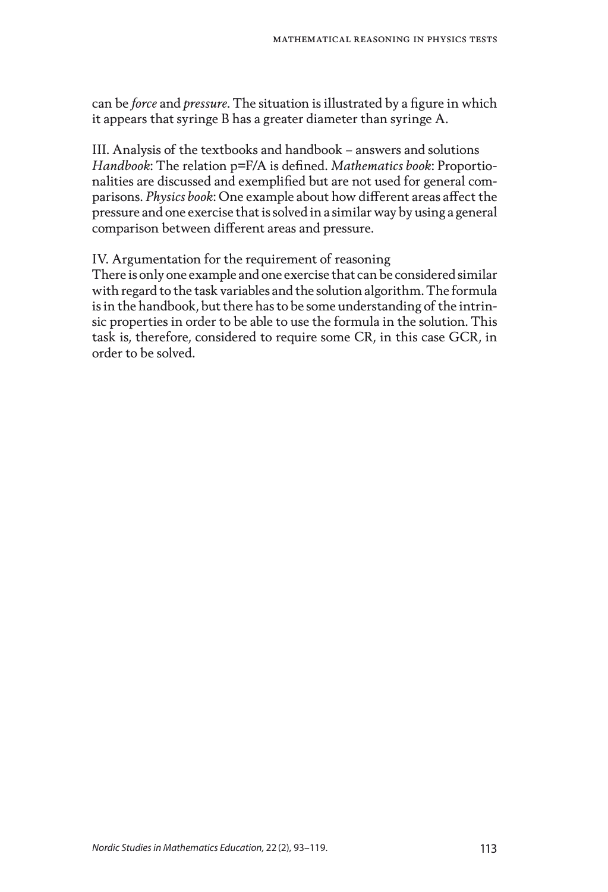can be *force* and *pressure*. The situation is illustrated by a figure in which it appears that syringe B has a greater diameter than syringe A.

III. Analysis of the textbooks and handbook – answers and solutions
*Handbook*: The relation $p=F/A$ is defined. *Mathematics book*: Proportionalities are discussed and exemplified but are not used for general comparisons. *Physics book*: One example about how different areas affect the pressure and one exercise that is solved in a similar way by using a general comparison between different areas and pressure.

IV. Argumentation for the requirement of reasoning
There is only one example and one exercise that can be considered similar with regard to the task variables and the solution algorithm. The formula is in the handbook, but there has to be some understanding of the intrinsic properties in order to be able to use the formula in the solution. This task is, therefore, considered to require some CR, in this case GCR, in order to be solved.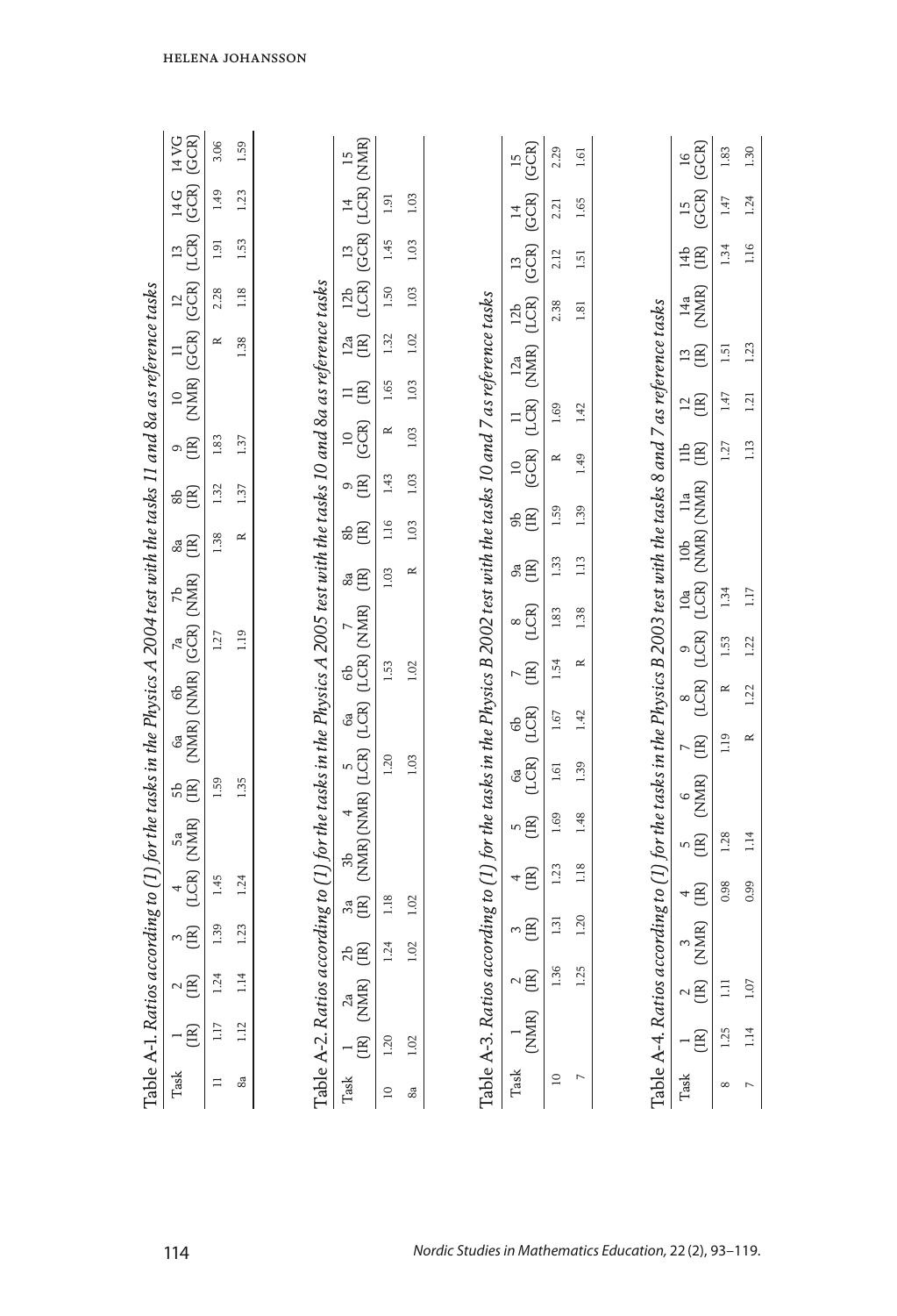Table A-1. *Ratios according to (1) for the tasks in the Physics A 2004 test with the tasks 11 and 8a as reference tasks*

| Task | 1 (IR) | 2 (IR) | 3 (IR) | 4 (LCR) | 5a (NMR) | 5b (IR) | 6a (NMR) | 6b (NMR) | 7a (GCR) | 7b (NMR) | 8a (IR) | 8b (IR) | 9 (IR) | 10 (NMR) | 11 (GCR) | 12 (GCR) | 13 (LCR) | 14 G (GCR) | 14 VG (GCR) |
|---|---|---|---|---|---|---|---|---|---|---|---|---|---|---|---|---|---|---|---|
| 11 | 1.17 | 1.24 | 1.39 | 1.45 | | 1.59 | | | 1.27 | | 1.38 | 1.32 | 1.83 | | R | 2.28 | 1.91 | 1.49 | 3.06 |
| 8a | 1.12 | 1.14 | 1.23 | 1.24 | | 1.35 | | | 1.19 | | R | 1.37 | 1.37 | | 1.38 | 1.18 | 1.53 | 1.23 | 1.59 |

Table A-2. *Ratios according to (1) for the tasks in the Physics A 2005 test with the tasks 10 and 8a as reference tasks*

| Task | 1 (IR) | 2a (NMR) | 2b (IR) | 3a (IR) | 3b (NMR) | 4 (NMR) | 5 (LCR) | 6a (LCR) | 6b (LCR) | 7 (NMR) | 8a (IR) | 8b (IR) | 9 (IR) | 10 (GCR) | 11 (IR) | 12a (IR) | 12b (LCR) | 13 (GCR) | 14 (LCR) | 15 (NMR) |
|---|---|---|---|---|---|---|---|---|---|---|---|---|---|---|---|---|---|---|---|---|
| 10 | 1.20 | | 1.24 | 1.18 | | | 1.20 | | 1.53 | | 1.03 | 1.16 | 1.43 | R | 1.65 | 1.32 | 1.50 | 1.45 | 1.91 | |
| 8a | 1.02 | | 1.02 | 1.02 | | | 1.03 | | 1.02 | | R | 1.03 | 1.03 | 1.03 | 1.03 | 1.02 | 1.03 | 1.03 | 1.03 | |

Table A-3. *Ratios according to (1) for the tasks in the Physics B 2002 test with the tasks 10 and 7 as reference tasks*

| Task | 1 (NMR) | 2 (IR) | 3 (IR) | 4 (IR) | 5 (IR) | 6a (LCR) | 6b (LCR) | 7 (IR) | 8 (LCR) | 9a (IR) | 9b (IR) | 10 (GCR) | 11 (LCR) | 12a (NMR) | 12b (LCR) | 13 (GCR) | 14 (GCR) | 15 (GCR) |
|---|---|---|---|---|---|---|---|---|---|---|---|---|---|---|---|---|---|---|
| 10 | | 1.36 | 1.31 | 1.23 | 1.69 | 1.61 | 1.67 | 1.54 | 1.83 | 1.33 | 1.59 | R | 1.69 | | 2.38 | 2.12 | 2.21 | 2.29 |
| 7 | | 1.25 | 1.20 | 1.18 | 1.48 | 1.39 | 1.42 | R | 1.38 | 1.13 | 1.39 | 1.49 | 1.42 | | 1.81 | 1.51 | 1.65 | 1.61 |

Table A-4. *Ratios according to (1) for the tasks in the Physics B 2003 test with the tasks 8 and 7 as reference tasks*

| Task | 1 (IR) | 2 (IR) | 3 (NMR) | 4 (IR) | 5 (IR) | 6 (NMR) | 7 (IR) | 8 (LCR) | 9 (LCR) | 10a (LCR) | 10b (NMR) | 11a (NMR) | 11b (IR) | 12 (IR) | 13 (IR) | 14a (NMR) | 14b (IR) | 15 (GCR) | 16 (GCR) |
|---|---|---|---|---|---|---|---|---|---|---|---|---|---|---|---|---|---|---|---|
| 8 | 1.25 | 1.11 | | 0.98 | 1.28 | | 1.19 | R | 1.53 | 1.34 | | | 1.27 | 1.47 | 1.51 | | 1.34 | 1.47 | 1.83 |
| 7 | 1.14 | 1.07 | | 0.99 | 1.14 | | R | 1.22 | 1.22 | 1.17 | | | 1.13 | 1.21 | 1.23 | | 1.16 | 1.24 | 1.30 |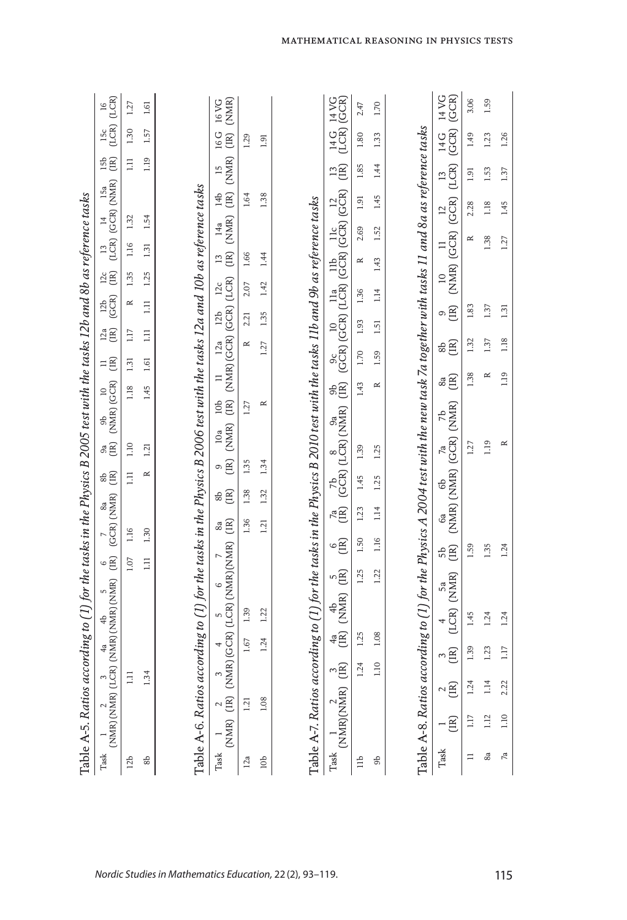Table A-5. *Ratios according to (1) for the tasks in the Physics B 2005 test with the tasks 12b and 8b as reference tasks*

| Task | 1 (NMR) | 2 (NMR) | 3 (LCR) | 4a (NMR) | 4b (NMR) | 5 (NMR) | 6 (IR) | 7 (GCR) | 8a (NMR) | 8b (IR) | 9a (IR) | 9b (NMR) | 10 (GCR) | 11 (IR) | 12a (IR) | 12b (GCR) | 12c (IR) | 13 (LCR) | 14 (GCR) | 15a (NMR) | 15b (IR) | 15c (LCR) | 16 (LCR) |
|---|---|---|---|---|---|---|---|---|---|---|---|---|---|---|---|---|---|---|---|---|---|---|---|
| 12b | | | 1.11 | | | | 1.07 | 1.16 | | 1.11 | 1.10 | | 1.18 | 1.31 | 1.17 | R | 1.35 | 1.16 | 1.32 | | 1.11 | 1.30 | 1.27 |
| 8b | | | 1.34 | | | | 1.11 | 1.30 | | R | 1.21 | | 1.45 | 1.61 | 1.11 | 1.11 | 1.25 | 1.31 | 1.54 | | 1.19 | 1.57 | 1.61 |

Table A-6. *Ratios according to (1) for the tasks in the Physics B 2006 test with the tasks 12a and 10b as reference tasks*

| Task | 1 (NMR) | 2 (IR) | 3 (NMR) | 4 (GCR) | 5 (LCR) | 6 (NMR) | 7 (NMR) | 8a (IR) | 8b (IR) | 9 (IR) | 10a (NMR) | 10b (IR) | 11 (NMR) | 12a (GCR) | 12b (GCR) | 12c (LCR) | 13 (IR) | 14a (NMR) | 14b (IR) | 15 (NMR) | 16 G (IR) | 16 VG (NMR) |
|---|---|---|---|---|---|---|---|---|---|---|---|---|---|---|---|---|---|---|---|---|---|---|
| 12a | | 1.21 | | 1.67 | 1.39 | | | 1.36 | 1.38 | 1.35 | | 1.27 | | R | 2.21 | 2.07 | 1.66 | | 1.64 | | 1.29 | |
| 10b | | 1.08 | | 1.24 | 1.22 | | | 1.21 | 1.32 | 1.34 | | R | | 1.27 | 1.35 | 1.42 | 1.44 | | 1.38 | | 1.91 | |

Table A-7. *Ratios according to (1) for the tasks in the Physics B 2010 test with the tasks 11b and 9b as reference tasks*

| Task | 1 (NMR) | 2 (NMR) | 3 (IR) | 4a (IR) | 4b (NMR) | 5 (IR) | 6 (IR) | 7a (IR) | 7b (GCR) | 8 (LCR) | 9a (NMR) | 9b (IR) | 9c (GCR) | 10 (GCR) | 11a (LCR) | 11b (GCR) | 11c (GCR) | 12 (GCR) | 13 (IR) | 14 G (LCR) | 14 VG (GCR) |
|---|---|---|---|---|---|---|---|---|---|---|---|---|---|---|---|---|---|---|---|---|---|
| 11b | | | 1.24 | 1.25 | | 1.25 | 1.50 | 1.23 | 1.45 | 1.39 | | 1.43 | 1.70 | 1.93 | 1.36 | R | 2.69 | 1.91 | 1.85 | 1.80 | 2.47 |
| 9b | | | 1.10 | 1.08 | | 1.22 | 1.16 | 1.14 | 1.25 | 1.25 | | R | 1.59 | 1.51 | 1.14 | 1.43 | 1.52 | 1.45 | 1.44 | 1.33 | 1.70 |

Table A-8. *Ratios according to (1) for the Physics A 2004 test with the new task 7a together with tasks 11 and 8a as reference tasks*

| Task | 1 (IR) | 2 (IR) | 3 (IR) | 4 (LCR) | 5a (NMR) | 5b (IR) | 6a (NMR) | 6b (NMR) | 7a (GCR) | 7b (NMR) | 8a (IR) | 8b (IR) | 9 (IR) | 10 (NMR) | 11 (GCR) | 12 (GCR) | 13 (LCR) | 14 G (GCR) | 14 VG (GCR) |
|---|---|---|---|---|---|---|---|---|---|---|---|---|---|---|---|---|---|---|---|
| 11 | 1.17 | 1.24 | 1.39 | 1.45 | | 1.59 | | | 1.27 | | 1.38 | 1.32 | 1.83 | | R | 2.28 | 1.91 | 1.49 | 3.06 |
| 8a | 1.12 | 1.14 | 1.23 | 1.24 | | 1.35 | | | 1.19 | | R | 1.37 | 1.37 | | 1.38 | 1.18 | 1.53 | 1.23 | 1.59 |
| 7a | 1.10 | 2.22 | 1.17 | 1.24 | | 1.24 | | | R | | 1.19 | 1.18 | 1.31 | | 1.27 | 1.45 | 1.37 | 1.26 | |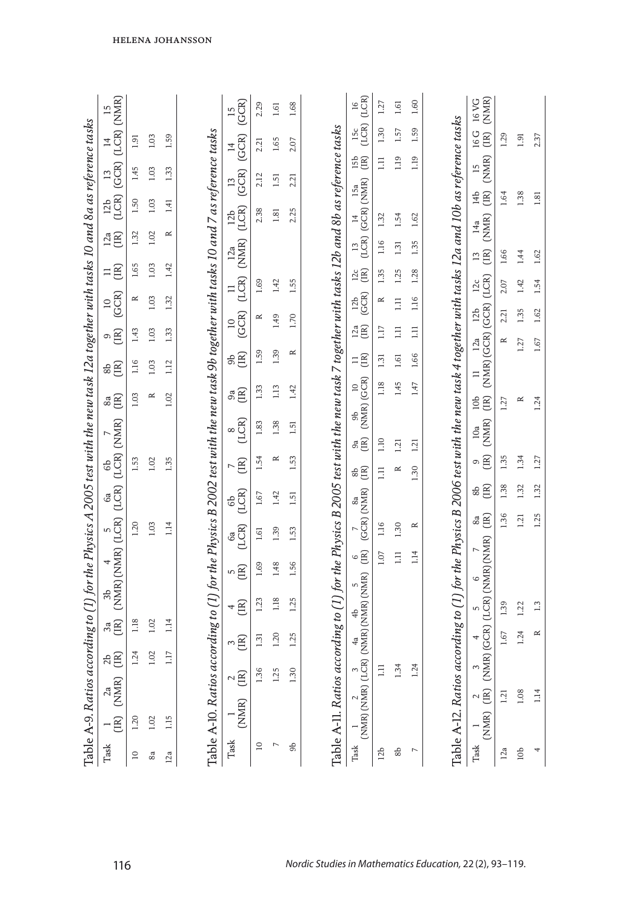Table A-9. *Ratios according to (1) for the Physics A 2005 test with the new task 12a together with tasks 10 and 8a as reference tasks*

| Task | 1 (IR) | 2a (NMR) | 2b (IR) | 3a (IR) | 3b (NMR) | 4 (NMR) | 5 (LCR) | 6a (LCR) | 6b (LCR) | 7 (NMR) | 8a (IR) | 8b (IR) | 9 (IR) | 10 (GCR) | 11 (IR) | 12a (IR) | 12b (LCR) | 13 (GCR) | 14 (LCR) | 15 (NMR) |
|---|---|---|---|---|---|---|---|---|---|---|---|---|---|---|---|---|---|---|---|---|
| 10 | 1.20 | | 1.24 | 1.18 | | | 1.20 | | 1.53 | | 1.03 | 1.16 | 1.43 | R | 1.65 | 1.32 | 1.50 | 1.45 | 1.91 | |
| 8a | 1.02 | | 1.02 | 1.02 | | | 1.03 | | 1.02 | | R | 1.03 | 1.03 | 1.03 | 1.03 | 1.02 | 1.03 | 1.03 | 1.03 | |
| 12a | 1.15 | | 1.17 | 1.14 | | | 1.14 | | 1.35 | | 1.02 | 1.12 | 1.33 | 1.32 | 1.42 | R | 1.41 | 1.33 | 1.59 | |

Table A-10. *Ratios according to (1) for the Physics B 2002 test with the new task 9b together with tasks 10 and 7 as reference tasks*

| Task | 1 (NMR) | 2 (IR) | 3 (IR) | 4 (IR) | 5 (IR) | 6a (LCR) | 6b (LCR) | 7 (IR) | 8 (LCR) | 9a (IR) | 9b (IR) | 10 (GCR) | 11 (LCR) | 12a (NMR) | 12b (LCR) | 13 (GCR) | 14 (GCR) | 15 (GCR) |
|---|---|---|---|---|---|---|---|---|---|---|---|---|---|---|---|---|---|---|
| 10 | | 1.36 | 1.31 | 1.23 | 1.69 | 1.61 | 1.67 | 1.54 | 1.83 | 1.33 | 1.59 | R | 1.69 | | 2.38 | 2.12 | 2.21 | 2.29 |
| 7 | | 1.25 | 1.20 | 1.18 | 1.48 | 1.39 | 1.42 | R | 1.38 | 1.13 | 1.39 | 1.49 | 1.42 | | 1.81 | 1.51 | 1.65 | 1.61 |
| 9b | | 1.30 | 1.25 | 1.25 | 1.56 | 1.53 | 1.51 | 1.53 | 1.51 | 1.42 | R | 1.70 | 1.55 | | 2.25 | 2.21 | 2.07 | 1.68 |

Table A-11. *Ratios according to (1) for the Physics B 2005 test with the new task 7 together with tasks 12b and 8b as reference tasks*

| Task | 1 (NMR) | 2 (NMR) | 3 (LCR) | 4a (NMR) | 4b (NMR) | 5 (NMR) | 6 (IR) | 7 (GCR) | 8a (NMR) | 8b (IR) | 9a (IR) | 9b (NMR) | 10 (GCR) | 11 (IR) | 12a (IR) | 12b (GCR) | 12c (IR) | 13 (LCR) | 14 (GCR) | 15a (NMR) | 15b (IR) | 15c (LCR) | 16 (LCR) |
|---|---|---|---|---|---|---|---|---|---|---|---|---|---|---|---|---|---|---|---|---|---|---|---|
| 12b | | | 1.11 | | | | 1.07 | 1.16 | | 1.11 | 1.10 | | 1.18 | 1.31 | 1.17 | R | 1.35 | 1.16 | 1.32 | | 1.11 | 1.30 | 1.27 |
| 8b | | | 1.34 | | | | 1.11 | 1.30 | | R | 1.21 | | 1.45 | 1.61 | 1.11 | 1.11 | 1.25 | 1.31 | 1.54 | | 1.19 | 1.57 | 1.61 |
| 7 | | | 1.24 | | | | 1.14 | R | | 1.30 | 1.21 | | 1.47 | 1.66 | 1.11 | 1.16 | 1.28 | 1.35 | 1.62 | | 1.19 | 1.59 | 1.60 |

Table A-12. *Ratios according to (1) for the Physics B 2006 test with the new task 4 together with tasks 12a and 10b as reference tasks*

| Task | 1 (NMR) | 2 (IR) | 3 (NMR) | 4 (GCR) | 5 (LCR) | 6 (NMR) | 7 (NMR) | 8a (IR) | 8b (IR) | 9 (IR) | 10a (NMR) | 10b (IR) | 11 (NMR) | 12a (GCR) | 12b (GCR) | 12c (LCR) | 13 (IR) | 14a (NMR) | 14b (IR) | 15 (NMR) | 16 G (IR) | 16 VG (NMR) |
|---|---|---|---|---|---|---|---|---|---|---|---|---|---|---|---|---|---|---|---|---|---|---|
| 12a | | 1.21 | | 1.67 | 1.39 | | | 1.36 | 1.38 | 1.35 | | 1.27 | | R | 2.21 | 2.07 | 1.66 | | 1.64 | | 1.29 | |
| 10b | | 1.08 | | 1.24 | 1.22 | | | 1.21 | 1.32 | 1.34 | | R | | 1.27 | 1.35 | 1.42 | 1.44 | | 1.38 | | 1.91 | |
| 4 | | 1.14 | | R | 1.3 | | | 1.25 | 1.32 | 1.27 | | 1.24 | | 1.67 | 1.62 | 1.54 | 1.62 | | 1.81 | | 2.37 | |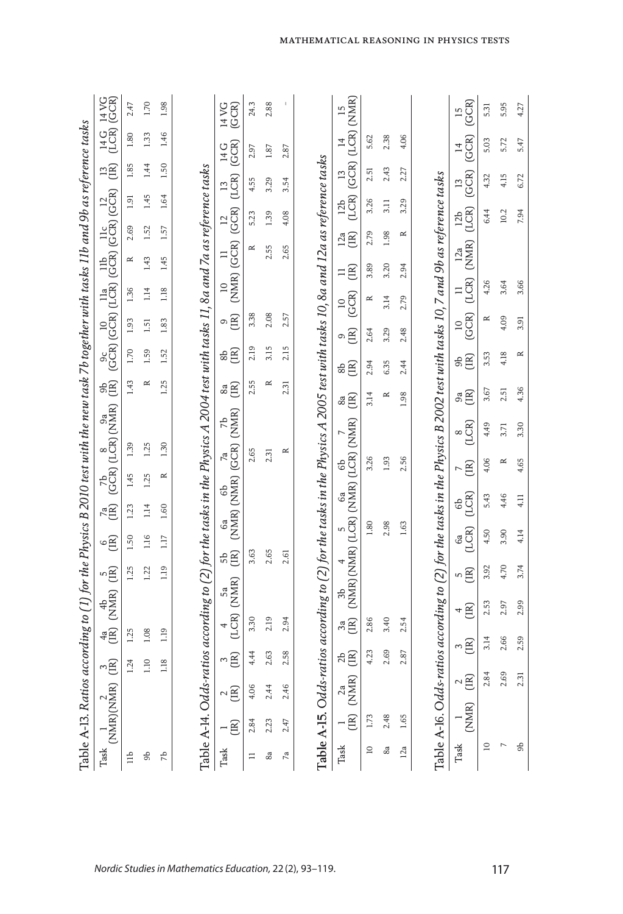Table A-13. *Ratios according to (1) for the Physics B 2010 test with the new task 7b together with tasks 11b and 9b as reference tasks*

| Task | 1 (NMR) | 2 (NMR) | 3 (IR) | 4a (IR) | 4b (NMR) | 5 (IR) | 6 (IR) | 7a (IR) | 7b (GCR) | 8 (LCR) | 9a (NMR) | 9b (IR) | 9c (GCR) | 10 (GCR) | 11a (LCR) | 11b (GCR) | 11c (GCR) | 12 (GCR) | 13 (IR) | 14 G (LCR) | 14 VG (GCR) |
|---|---|---|---|---|---|---|---|---|---|---|---|---|---|---|---|---|---|---|---|---|---|
| 11b | | | 1.24 | 1.25 | | 1.25 | 1.50 | 1.23 | 1.45 | 1.39 | | 1.43 | 1.70 | 1.93 | 1.36 | R | 2.69 | 1.91 | 1.85 | 1.80 | 2.47 |
| 9b | | | 1.10 | 1.08 | | 1.22 | 1.16 | 1.14 | 1.25 | 1.25 | | R | 1.59 | 1.51 | 1.14 | 1.43 | 1.52 | 1.45 | 1.44 | 1.33 | 1.70 |
| 7b | | | 1.18 | 1.19 | | 1.19 | 1.17 | 1.60 | R | 1.30 | | 1.25 | 1.52 | 1.83 | 1.18 | 1.45 | 1.57 | 1.64 | 1.50 | 1.46 | 1.98 |

Table A-14. *Odds-ratios according to (2) for the tasks in the Physics A 2004 test with tasks 11, 8a and 7a as reference tasks*

| Task | 1 (IR) | 2 (IR) | 3 (IR) | 4 (LCR) | 5a (NMR) | 5b (IR) | 6a (NMR) | 6b (NMR) | 7a (GCR) | 7b (NMR) | 8a (IR) | 8b (IR) | 9 (IR) | 10 (NMR) | 11 (GCR) | 12 (GCR) | 13 (LCR) | 14 G (GCR) | 14 VG (GCR) |
|---|---|---|---|---|---|---|---|---|---|---|---|---|---|---|---|---|---|---|---|
| 11 | 2.84 | 4.06 | 4.44 | 3.30 | | 3.63 | | | 2.65 | | 2.55 | 2.19 | 3.38 | | R | 5.23 | 4.55 | 2.97 | 24.3 |
| 8a | 2.23 | 2.44 | 2.63 | 2.19 | | 2.65 | | | 2.31 | | R | 3.15 | 2.08 | | 2.55 | 1.39 | 3.29 | 1.87 | 2.88 |
| 7a | 2.47 | 2.46 | 2.58 | 2.94 | | 2.61 | | | R | | 2.31 | 2.15 | 2.57 | | 2.65 | 4.08 | 3.54 | 2.87 | - |

Table A-15. *Odds-ratios according to (2) for the tasks in the Physics A 2005 test with tasks 10, 8a and 12a as reference tasks*

| Task | 1 (IR) | 2a (NMR) | 2b (IR) | 3a (IR) | 3b (NMR) | 4 (NMR) | 5 (LCR) | 6a (NMR) | 6b (LCR) | 7 (NMR) | 8a (IR) | 8b (IR) | 9 (IR) | 10 (GCR) | 11 (IR) | 12a (IR) | 12b (LCR) | 13 (GCR) | 14 (LCR) | 15 (NMR) |
|---|---|---|---|---|---|---|---|---|---|---|---|---|---|---|---|---|---|---|---|---|
| 10 | 1.73 | | 4.23 | 2.86 | | | 1.80 | | 3.26 | | 3.14 | 2.94 | 2.64 | R | 3.89 | 2.79 | 3.26 | 2.51 | 5.62 | |
| 8a | 2.48 | | 2.69 | 3.40 | | | 2.98 | | 1.93 | | R | 6.35 | 3.29 | 3.14 | 3.20 | 1.98 | 3.11 | 2.43 | 2.38 | |
| 12a | 1.65 | | 2.87 | 2.54 | | | 1.63 | | 2.56 | | 1.98 | 2.44 | 2.48 | 2.79 | 2.94 | R | 3.29 | 2.27 | 4.06 | |

Table A-16. *Odds-ratios according to (2) for the tasks in the Physics B 2002 test with tasks 10, 7 and 9b as reference tasks*

| Task | 1 (NMR) | 2 (IR) | 3 (IR) | 4 (IR) | 5 (IR) | 6a (LCR) | 6b (LCR) | 7 (IR) | 8 (LCR) | 9a (IR) | 9b (IR) | 10 (GCR) | 11 (LCR) | 12a (NMR) | 12b (LCR) | 13 (GCR) | 14 (GCR) | 15 (GCR) |
|---|---|---|---|---|---|---|---|---|---|---|---|---|---|---|---|---|---|---|
| 10 | | 2.84 | 3.14 | 2.53 | 3.92 | 4.50 | 5.43 | 4.06 | 4.49 | 3.67 | 3.53 | R | 4.26 | | 6.44 | 4.32 | 5.03 | 5.31 |
| 7 | | 2.69 | 2.66 | 2.97 | 4.70 | 3.90 | 4.46 | R | 3.71 | 2.51 | 4.18 | 4.09 | 3.64 | | 10.2 | 4.15 | 5.72 | 5.95 |
| 9b | | 2.31 | 2.59 | 2.99 | 3.74 | 4.14 | 4.11 | 4.65 | 3.30 | 4.36 | R | 3.91 | 3.66 | | 7.94 | 6.72 | 5.47 | 4.27 |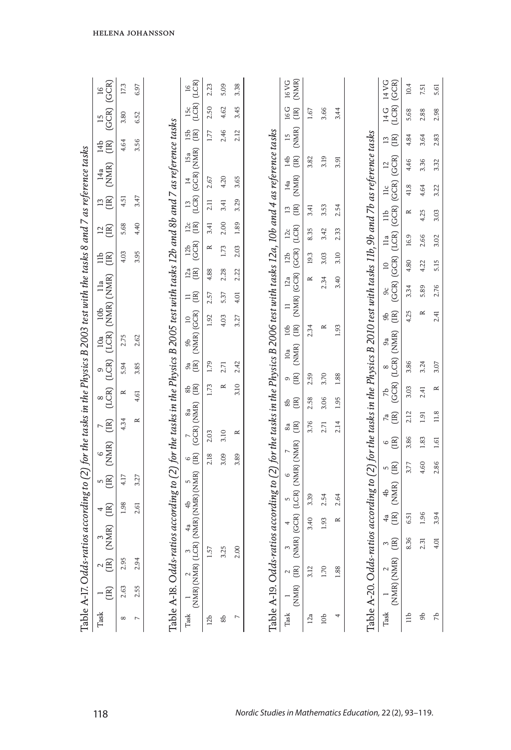Table A-17. *Odds-ratios according to (2) for the tasks in the Physics B 2003 test with the tasks 8 and 7 as reference tasks*

| Task | 1 (IR) | 2 (IR) | 3 (NMR) | 4 (IR) | 5 (IR) | 6 (NMR) | 7 (IR) | 8 (LCR) | 9 (LCR) | 10a (LCR) | 10b (NMR) | 11a (NMR) | 11b (IR) | 12 (IR) | 13 (IR) | 14a (NMR) | 14b (IR) | 15 (GCR) | 16 (GCR) |
|---|---|---|---|---|---|---|---|---|---|---|---|---|---|---|---|---|---|---|---|
| 8 | 2.63 | 2.95 | | 1.98 | 4.17 | | 4.34 | R | 5.94 | 2.75 | | | 4.03 | 5.68 | 4.51 | | 4.64 | 3.80 | 17.3 |
| 7 | 2.55 | 2.94 | | 2.61 | 3.27 | | R | 4.61 | 3.85 | 2.62 | | | 3.95 | 4.40 | 3.47 | | 3.56 | 6.52 | 6.97 |

Table A-18. *Odds-ratios according to (2) for the tasks in the Physics B 2005 test with tasks 12b and 8b and 7 as reference tasks*

| Task | 1 (NMR) | 2 (NMR) | 3 (LCR) | 4a (NMR) | 4b (NMR) | 5 (NMR) | 6 (IR) | 7 (GCR) | 8a (NMR) | 8b (IR) | 9a (IR) | 9b (NMR) | 10 (GCR) | 11 (IR) | 12a (IR) | 12b (GCR) | 12c (IR) | 13 (LCR) | 14 (GCR) | 15a (NMR) | 15b (IR) | 15c (LCR) | 16 (LCR) |
|---|---|---|---|---|---|---|---|---|---|---|---|---|---|---|---|---|---|---|---|---|---|---|---|
| 12b | | | 1.57 | | | | 2.18 | 2.03 | | 1.73 | 1.79 | | 1.92 | 2.57 | 4.88 | R | 3.41 | 2.11 | 2.67 | | 1.77 | 2.50 | 2.23 |
| 8b | | | 3.25 | | | | 3.09 | 3.10 | | R | 2.71 | | 4.03 | 5.37 | 2.28 | 1.73 | 2.00 | 3.41 | 4.20 | | 2.46 | 4.62 | 5.09 |
| 7 | | | 2.00 | | | | 3.89 | R | | 3.10 | 2.42 | | 3.27 | 4.01 | 2.22 | 2.03 | 1.89 | 3.29 | 3.65 | | 2.12 | 3.45 | 3.38 |

Table A-19. *Odds-ratios according to (2) for the tasks in the Physics B 2006 test with tasks 12a, 10b and 4 as reference tasks*

| Task | 1 (NMR) | 2 (IR) | 3 (NMR) | 4 (GCR) | 5 (LCR) | 6 (NMR) | 7 (NMR) | 8a (IR) | 8b (IR) | 9 (IR) | 10a (NMR) | 10b (IR) | 11 (NMR) | 12a (GCR) | 12b (GCR) | 12c (LCR) | 13 (IR) | 14a (NMR) | 14b (IR) | 15 (NMR) | 16 G (IR) | 16 VG (NMR) |
|---|---|---|---|---|---|---|---|---|---|---|---|---|---|---|---|---|---|---|---|---|---|---|
| 12a | | 3.12 | | 3.40 | 3.39 | | | 3.76 | 2.58 | 2.59 | | 2.34 | | R | 19.3 | 8.35 | 3.41 | | 3.82 | | 1.67 | |
| 10b | | 1.70 | | 1.93 | 2.54 | | | 2.71 | 3.06 | 3.70 | | R | | 2.34 | 3.03 | 3.42 | 3.53 | | 3.19 | | 3.66 | |
| 4 | | 1.88 | | R | 2.64 | | | 2.14 | 1.95 | 1.88 | | 1.93 | | 3.40 | 3.10 | 2.33 | 2.54 | | 3.91 | | 3.44 | |

Table A-20. *Odds-ratios according to (2) for the tasks in the Physics B 2010 test with tasks 11b, 9b and 7b as reference tasks*

| Task | 1 (NMR) | 2 (NMR) | 3 (IR) | 4a (IR) | 4b (NMR) | 5 (IR) | 6 (IR) | 7a (IR) | 7b (GCR) | 8 (LCR) | 9a (NMR) | 9b (IR) | 9c (GCR) | 10 (GCR) | 11a (LCR) | 11b (GCR) | 11c (GCR) | 12 (GCR) | 13 (IR) | 14 G (LCR) | 14 VG (GCR) |
|---|---|---|---|---|---|---|---|---|---|---|---|---|---|---|---|---|---|---|---|---|---|
| 11b | | | 8.36 | 6.51 | | 3.77 | 3.86 | 2.12 | 3.03 | 3.86 | | 4.25 | 3.34 | 4.80 | 16.9 | R | 41.8 | 4.46 | 4.84 | 5.68 | 10.4 |
| 9b | | | 2.31 | 1.96 | | 4.60 | 1.83 | 1.91 | 2.41 | 3.24 | | R | 5.89 | 4.22 | 2.66 | 4.25 | 4.64 | 3.36 | 3.64 | 2.88 | 7.51 |
| 7b | | | 4.01 | 3.94 | | 2.86 | 1.61 | 11.8 | R | 3.07 | | 2.41 | 2.76 | 5.15 | 3.02 | 3.03 | 3.22 | 3.32 | 2.83 | 2.98 | 5.61 |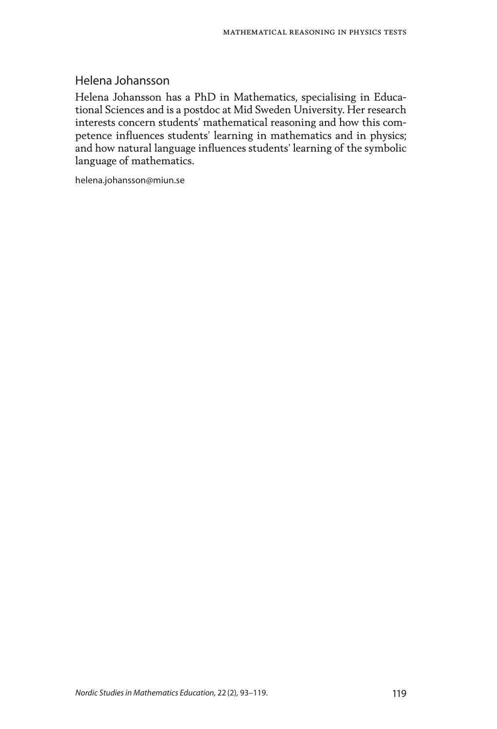### Helena Johansson

Helena Johansson has a PhD in Mathematics, specialising in Educational Sciences and is a postdoc at Mid Sweden University. Her research interests concern students' mathematical reasoning and how this competence influences students' learning in mathematics and in physics; and how natural language influences students' learning of the symbolic language of mathematics.

helena.johansson@miun.se